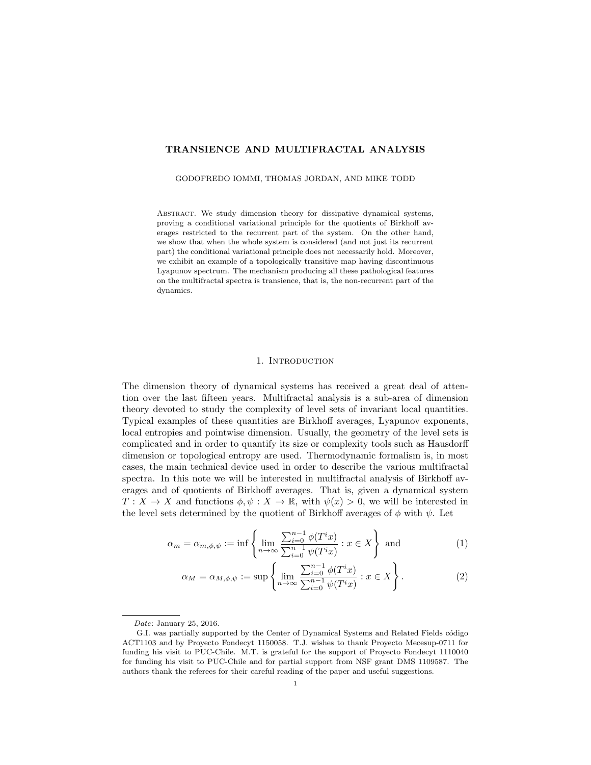# TRANSIENCE AND MULTIFRACTAL ANALYSIS

GODOFREDO IOMMI, THOMAS JORDAN, AND MIKE TODD

Abstract. We study dimension theory for dissipative dynamical systems, proving a conditional variational principle for the quotients of Birkhoff averages restricted to the recurrent part of the system. On the other hand, we show that when the whole system is considered (and not just its recurrent part) the conditional variational principle does not necessarily hold. Moreover, we exhibit an example of a topologically transitive map having discontinuous Lyapunov spectrum. The mechanism producing all these pathological features on the multifractal spectra is transience, that is, the non-recurrent part of the dynamics.

## 1. Introduction

The dimension theory of dynamical systems has received a great deal of attention over the last fifteen years. Multifractal analysis is a sub-area of dimension theory devoted to study the complexity of level sets of invariant local quantities. Typical examples of these quantities are Birkhoff averages, Lyapunov exponents, local entropies and pointwise dimension. Usually, the geometry of the level sets is complicated and in order to quantify its size or complexity tools such as Hausdorff dimension or topological entropy are used. Thermodynamic formalism is, in most cases, the main technical device used in order to describe the various multifractal spectra. In this note we will be interested in multifractal analysis of Birkhoff averages and of quotients of Birkhoff averages. That is, given a dynamical system $T : X \to X$ and functions $\phi, \psi : X \to \mathbb{R}$, with $\psi(x) > 0$, we will be interested in the level sets determined by the quotient of Birkhoff averages of $\phi$ with $\psi$. Let

$$\alpha_m = \alpha_{m,\phi,\psi} := \inf \left\{ \lim_{n\to\infty} \frac{\sum_{i=0}^{n-1} \phi(T^i x)}{\sum_{i=0}^{n-1} \psi(T^i x)} : x \in X \right\} \text{ and} \tag{1}$$

$$\alpha_M = \alpha_{M,\phi,\psi} := \sup \left\{ \lim_{n\to\infty} \frac{\sum_{i=0}^{n-1} \phi(T^i x)}{\sum_{i=0}^{n-1} \psi(T^i x)} : x \in X \right\}. \tag{2}$$

---

*Date*: January 25, 2016.

G.I. was partially supported by the Center of Dynamical Systems and Related Fields código ACT1103 and by Proyecto Fondecyt 1150058. T.J. wishes to thank Proyecto Mecesup-0711 for funding his visit to PUC-Chile. M.T. is grateful for the support of Proyecto Fondecyt 1110040 for funding his visit to PUC-Chile and for partial support from NSF grant DMS 1109587. The authors thank the referees for their careful reading of the paper and useful suggestions.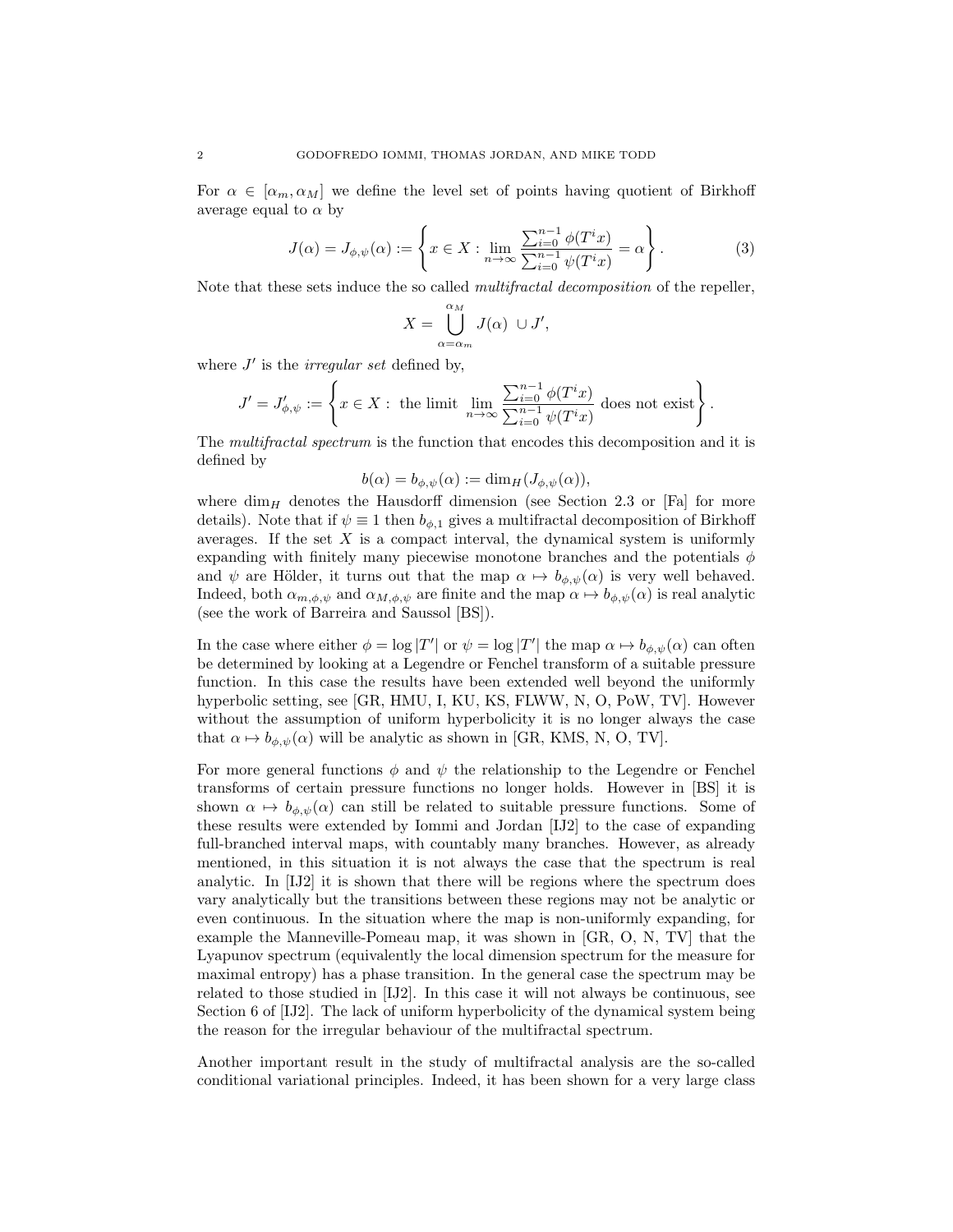For $\alpha \in [\alpha_m, \alpha_M]$ we define the level set of points having quotient of Birkhoff average equal to $\alpha$ by

$$J(\alpha) = J_{\phi,\psi}(\alpha) := \left\{ x \in X : \lim_{n\to\infty} \frac{\sum_{i=0}^{n-1} \phi(T^i x)}{\sum_{i=0}^{n-1} \psi(T^i x)} = \alpha \right\}. \tag{3}$$

Note that these sets induce the so called *multifractal decomposition* of the repeller,

$$X = \bigcup_{\alpha=\alpha_m}^{\alpha_M} J(\alpha) \ \cup J',$$

where $J'$ is the *irregular set* defined by,

$$J' = J'_{\phi,\psi} := \left\{ x \in X : \text{ the limit } \lim_{n\to\infty} \frac{\sum_{i=0}^{n-1} \phi(T^i x)}{\sum_{i=0}^{n-1} \psi(T^i x)} \text{ does not exist} \right\}.$$

The *multifractal spectrum* is the function that encodes this decomposition and it is defined by

$$b(\alpha) = b_{\phi,\psi}(\alpha) := \dim_H(J_{\phi,\psi}(\alpha)),$$

where $\dim_H$ denotes the Hausdorff dimension (see Section 2.3 or [Fa] for more details). Note that if $\psi \equiv 1$ then $b_{\phi,1}$ gives a multifractal decomposition of Birkhoff averages. If the set $X$ is a compact interval, the dynamical system is uniformly expanding with finitely many piecewise monotone branches and the potentials $\phi$ and $\psi$ are Hölder, it turns out that the map $\alpha \mapsto b_{\phi,\psi}(\alpha)$ is very well behaved. Indeed, both $\alpha_{m,\phi,\psi}$ and $\alpha_{M,\phi,\psi}$ are finite and the map $\alpha \mapsto b_{\phi,\psi}(\alpha)$ is real analytic (see the work of Barreira and Saussol [BS]).

In the case where either $\phi = \log |T'|$ or $\psi = \log |T'|$ the map $\alpha \mapsto b_{\phi,\psi}(\alpha)$ can often be determined by looking at a Legendre or Fenchel transform of a suitable pressure function. In this case the results have been extended well beyond the uniformly hyperbolic setting, see [GR, HMU, I, KU, KS, FLWW, N, O, PoW, TV]. However without the assumption of uniform hyperbolicity it is no longer always the case that $\alpha \mapsto b_{\phi,\psi}(\alpha)$ will be analytic as shown in [GR, KMS, N, O, TV].

For more general functions $\phi$ and $\psi$ the relationship to the Legendre or Fenchel transforms of certain pressure functions no longer holds. However in [BS] it is shown $\alpha \mapsto b_{\phi,\psi}(\alpha)$ can still be related to suitable pressure functions. Some of these results were extended by Iommi and Jordan [IJ2] to the case of expanding full-branched interval maps, with countably many branches. However, as already mentioned, in this situation it is not always the case that the spectrum is real analytic. In [IJ2] it is shown that there will be regions where the spectrum does vary analytically but the transitions between these regions may not be analytic or even continuous. In the situation where the map is non-uniformly expanding, for example the Manneville-Pomeau map, it was shown in [GR, O, N, TV] that the Lyapunov spectrum (equivalently the local dimension spectrum for the measure for maximal entropy) has a phase transition. In the general case the spectrum may be related to those studied in [IJ2]. In this case it will not always be continuous, see Section 6 of [IJ2]. The lack of uniform hyperbolicity of the dynamical system being the reason for the irregular behaviour of the multifractal spectrum.

Another important result in the study of multifractal analysis are the so-called conditional variational principles. Indeed, it has been shown for a very large class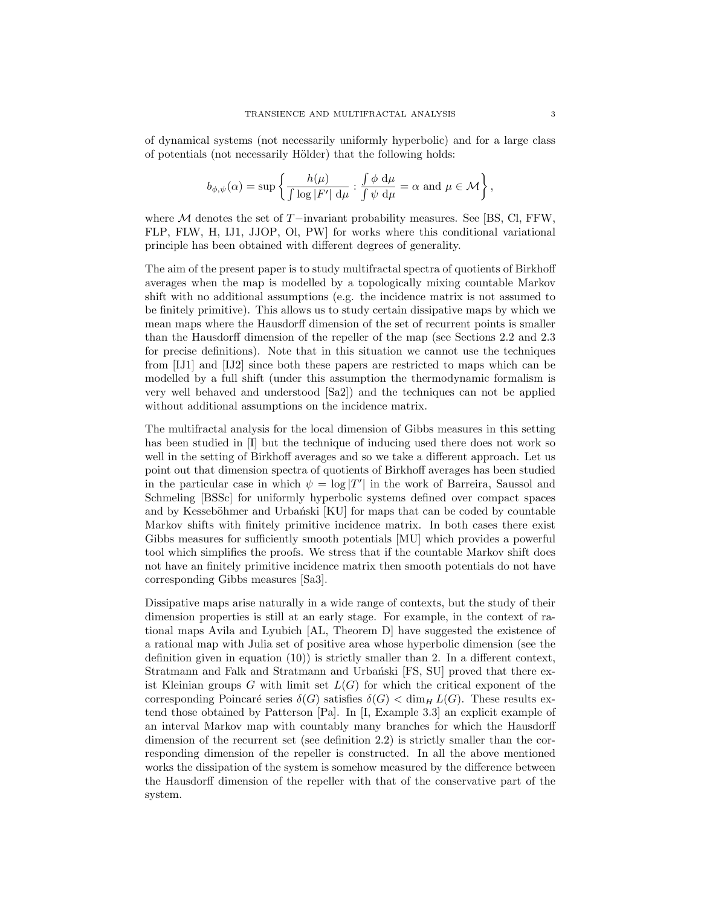of dynamical systems (not necessarily uniformly hyperbolic) and for a large class of potentials (not necessarily Hölder) that the following holds:

$$b_{\phi,\psi}(\alpha) = \sup \left\{ \frac{h(\mu)}{\int \log |F'| \, \mathrm{d}\mu} : \frac{\int \phi \, \mathrm{d}\mu}{\int \psi \, \mathrm{d}\mu} = \alpha \text{ and } \mu \in \mathcal{M} \right\},$$

where $\mathcal{M}$ denotes the set of $T-$invariant probability measures. See [BS, Cl, FFW, FLP, FLW, H, IJ1, JJOP, Ol, PW] for works where this conditional variational principle has been obtained with different degrees of generality.

The aim of the present paper is to study multifractal spectra of quotients of Birkhoff averages when the map is modelled by a topologically mixing countable Markov shift with no additional assumptions (e.g. the incidence matrix is not assumed to be finitely primitive). This allows us to study certain dissipative maps by which we mean maps where the Hausdorff dimension of the set of recurrent points is smaller than the Hausdorff dimension of the repeller of the map (see Sections 2.2 and 2.3 for precise definitions). Note that in this situation we cannot use the techniques from [IJ1] and [IJ2] since both these papers are restricted to maps which can be modelled by a full shift (under this assumption the thermodynamic formalism is very well behaved and understood [Sa2]) and the techniques can not be applied without additional assumptions on the incidence matrix.

The multifractal analysis for the local dimension of Gibbs measures in this setting has been studied in [I] but the technique of inducing used there does not work so well in the setting of Birkhoff averages and so we take a different approach. Let us point out that dimension spectra of quotients of Birkhoff averages has been studied in the particular case in which $\psi = \log |T'|$ in the work of Barreira, Saussol and Schmeling [BSSc] for uniformly hyperbolic systems defined over compact spaces and by Kesseböhmer and Urbański [KU] for maps that can be coded by countable Markov shifts with finitely primitive incidence matrix. In both cases there exist Gibbs measures for sufficiently smooth potentials [MU] which provides a powerful tool which simplifies the proofs. We stress that if the countable Markov shift does not have an finitely primitive incidence matrix then smooth potentials do not have corresponding Gibbs measures [Sa3].

Dissipative maps arise naturally in a wide range of contexts, but the study of their dimension properties is still at an early stage. For example, in the context of rational maps Avila and Lyubich [AL, Theorem D] have suggested the existence of a rational map with Julia set of positive area whose hyperbolic dimension (see the definition given in equation (10)) is strictly smaller than 2. In a different context, Stratmann and Falk and Stratmann and Urbański [FS, SU] proved that there exist Kleinian groups $G$ with limit set $L(G)$ for which the critical exponent of the corresponding Poincaré series $\delta(G)$ satisfies $\delta(G) < \dim_H L(G)$. These results extend those obtained by Patterson [Pa]. In [I, Example 3.3] an explicit example of an interval Markov map with countably many branches for which the Hausdorff dimension of the recurrent set (see definition 2.2) is strictly smaller than the corresponding dimension of the repeller is constructed. In all the above mentioned works the dissipation of the system is somehow measured by the difference between the Hausdorff dimension of the repeller with that of the conservative part of the system.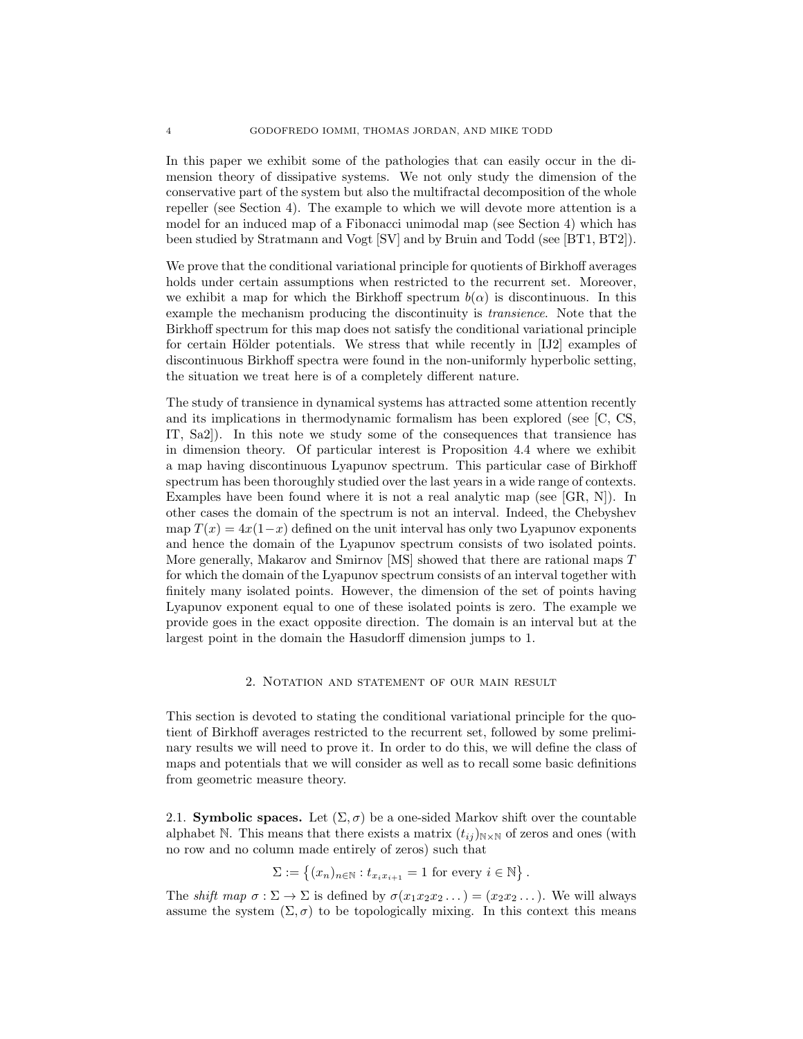In this paper we exhibit some of the pathologies that can easily occur in the dimension theory of dissipative systems. We not only study the dimension of the conservative part of the system but also the multifractal decomposition of the whole repeller (see Section 4). The example to which we will devote more attention is a model for an induced map of a Fibonacci unimodal map (see Section 4) which has been studied by Stratmann and Vogt [SV] and by Bruin and Todd (see [BT1, BT2]).

We prove that the conditional variational principle for quotients of Birkhoff averages holds under certain assumptions when restricted to the recurrent set. Moreover, we exhibit a map for which the Birkhoff spectrum $b(\alpha)$ is discontinuous. In this example the mechanism producing the discontinuity is *transience*. Note that the Birkhoff spectrum for this map does not satisfy the conditional variational principle for certain Hölder potentials. We stress that while recently in [IJ2] examples of discontinuous Birkhoff spectra were found in the non-uniformly hyperbolic setting, the situation we treat here is of a completely different nature.

The study of transience in dynamical systems has attracted some attention recently and its implications in thermodynamic formalism has been explored (see [C, CS, IT, Sa2]). In this note we study some of the consequences that transience has in dimension theory. Of particular interest is Proposition 4.4 where we exhibit a map having discontinuous Lyapunov spectrum. This particular case of Birkhoff spectrum has been thoroughly studied over the last years in a wide range of contexts. Examples have been found where it is not a real analytic map (see [GR, N]). In other cases the domain of the spectrum is not an interval. Indeed, the Chebyshev map $T(x) = 4x(1-x)$ defined on the unit interval has only two Lyapunov exponents and hence the domain of the Lyapunov spectrum consists of two isolated points. More generally, Makarov and Smirnov [MS] showed that there are rational maps $T$ for which the domain of the Lyapunov spectrum consists of an interval together with finitely many isolated points. However, the dimension of the set of points having Lyapunov exponent equal to one of these isolated points is zero. The example we provide goes in the exact opposite direction. The domain is an interval but at the largest point in the domain the Hasudorff dimension jumps to 1.

## 2. Notation and statement of our main result

This section is devoted to stating the conditional variational principle for the quotient of Birkhoff averages restricted to the recurrent set, followed by some preliminary results we will need to prove it. In order to do this, we will define the class of maps and potentials that we will consider as well as to recall some basic definitions from geometric measure theory.

### 2.1. Symbolic spaces.

Let $(\Sigma, \sigma)$ be a one-sided Markov shift over the countable alphabet $\mathbb{N}$. This means that there exists a matrix $(t_{ij})_{\mathbb{N}\times\mathbb{N}}$ of zeros and ones (with no row and no column made entirely of zeros) such that

$$\Sigma := \left\{ (x_n)_{n\in\mathbb{N}} : t_{x_i x_{i+1}} = 1 \text{ for every } i \in \mathbb{N} \right\}.$$

The *shift map* $\sigma : \Sigma \to \Sigma$ is defined by $\sigma(x_1 x_2 x_2 \dots) = (x_2 x_2 \dots)$. We will always assume the system $(\Sigma, \sigma)$ to be topologically mixing. In this context this means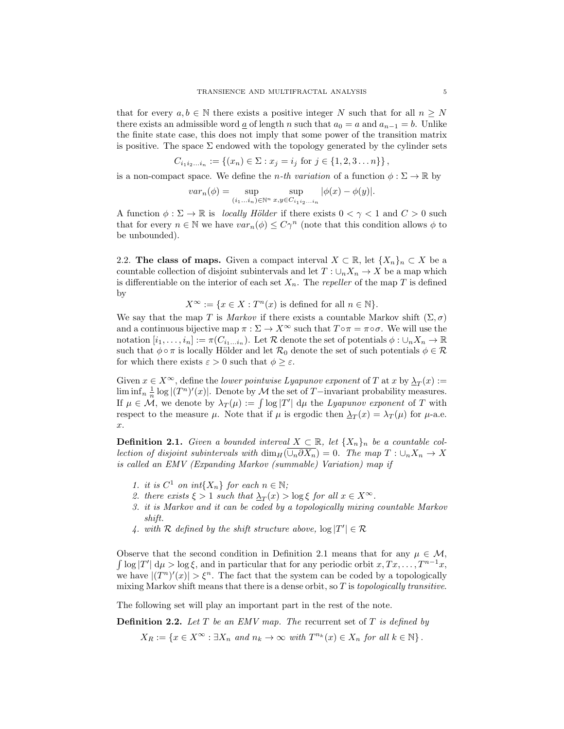that for every $a, b \in \mathbb{N}$ there exists a positive integer $N$ such that for all $n \geq N$ there exists an admissible word $\underline{a}$ of length $n$ such that $a_0 = a$ and $a_{n-1} = b$. Unlike the finite state case, this does not imply that some power of the transition matrix is positive. The space $\Sigma$ endowed with the topology generated by the cylinder sets

$$C_{i_1 i_2 \ldots i_n} := \{(x_n) \in \Sigma : x_j = i_j \text{ for } j \in \{1, 2, 3 \ldots n\}\},$$

is a non-compact space. We define the *n-th variation* of a function $\phi : \Sigma \to \mathbb{R}$ by

$$var_n(\phi) = \sup_{(i_1 \ldots i_n) \in \mathbb{N}^n} \sup_{x, y \in C_{i_1 i_2 \ldots i_n}} |\phi(x) - \phi(y)|.$$

A function $\phi : \Sigma \to \mathbb{R}$ is *locally Hölder* if there exists $0 < \gamma < 1$ and $C > 0$ such that for every $n \in \mathbb{N}$ we have $var_n(\phi) \leq C\gamma^n$ (note that this condition allows $\phi$ to be unbounded).

### 2.2. The class of maps.

Given a compact interval $X \subset \mathbb{R}$, let $\{X_n\}_n \subset X$ be a countable collection of disjoint subintervals and let $T : \cup_n X_n \to X$ be a map which is differentiable on the interior of each set $X_n$. The *repeller* of the map $T$ is defined by

$$X^\infty := \{x \in X : T^n(x) \text{ is defined for all } n \in \mathbb{N}\}.$$

We say that the map $T$ is *Markov* if there exists a countable Markov shift $(\Sigma, \sigma)$ and a continuous bijective map $\pi : \Sigma \to X^\infty$ such that $T \circ \pi = \pi \circ \sigma$. We will use the notation $[i_1, \ldots, i_n] := \pi(C_{i_1 \ldots i_n})$. Let $\mathcal{R}$ denote the set of potentials $\phi : \cup_n X_n \to \mathbb{R}$ such that $\phi \circ \pi$ is locally Hölder and let $\mathcal{R}_0$ denote the set of such potentials $\phi \in \mathcal{R}$ for which there exists $\varepsilon > 0$ such that $\phi \geq \varepsilon$.

Given $x \in X^\infty$, define the *lower pointwise Lyapunov exponent* of $T$ at $x$ by $\underline{\lambda}_T(x) := \liminf_n \frac{1}{n} \log |(T^n)'(x)|$. Denote by $\mathcal{M}$ the set of $T-$invariant probability measures. If $\mu \in \mathcal{M}$, we denote by $\lambda_T(\mu) := \int \log |T'| \, d\mu$ the *Lyapunov exponent* of $T$ with respect to the measure $\mu$. Note that if $\mu$ is ergodic then $\underline{\lambda}_T(x) = \lambda_T(\mu)$ for $\mu$-a.e. $x$.

**Definition 2.1.** *Given a bounded interval $X \subset \mathbb{R}$, let $\{X_n\}_n$ be a countable collection of disjoint subintervals with $\dim_H(\overline{\cup_n \partial X_n}) = 0$. The map $T : \cup_n X_n \to X$ is called an EMV (Expanding Markov (summable) Variation) map if*

1. *it is $C^1$ on $int\{X_n\}$ for each $n \in \mathbb{N}$;*
2. *there exists $\xi > 1$ such that $\underline{\lambda}_T(x) > \log \xi$ for all $x \in X^\infty$.*
3. *it is Markov and it can be coded by a topologically mixing countable Markov shift.*
4. *with $\mathcal{R}$ defined by the shift structure above, $\log |T'| \in \mathcal{R}$*

Observe that the second condition in Definition 2.1 means that for any $\mu \in \mathcal{M}$, $\int \log |T'| \, d\mu > \log \xi$, and in particular that for any periodic orbit $x, Tx, \ldots, T^{n-1}x$, we have $|(T^n)'(x)| > \xi^n$. The fact that the system can be coded by a topologically mixing Markov shift means that there is a dense orbit, so $T$ is *topologically transitive*.

The following set will play an important part in the rest of the note.

**Definition 2.2.** *Let $T$ be an EMV map. The* recurrent set *of $T$ is defined by*

$$X_R := \{x \in X^\infty : \exists X_n \text{ and } n_k \to \infty \text{ with } T^{n_k}(x) \in X_n \text{ for all } k \in \mathbb{N}\}.$$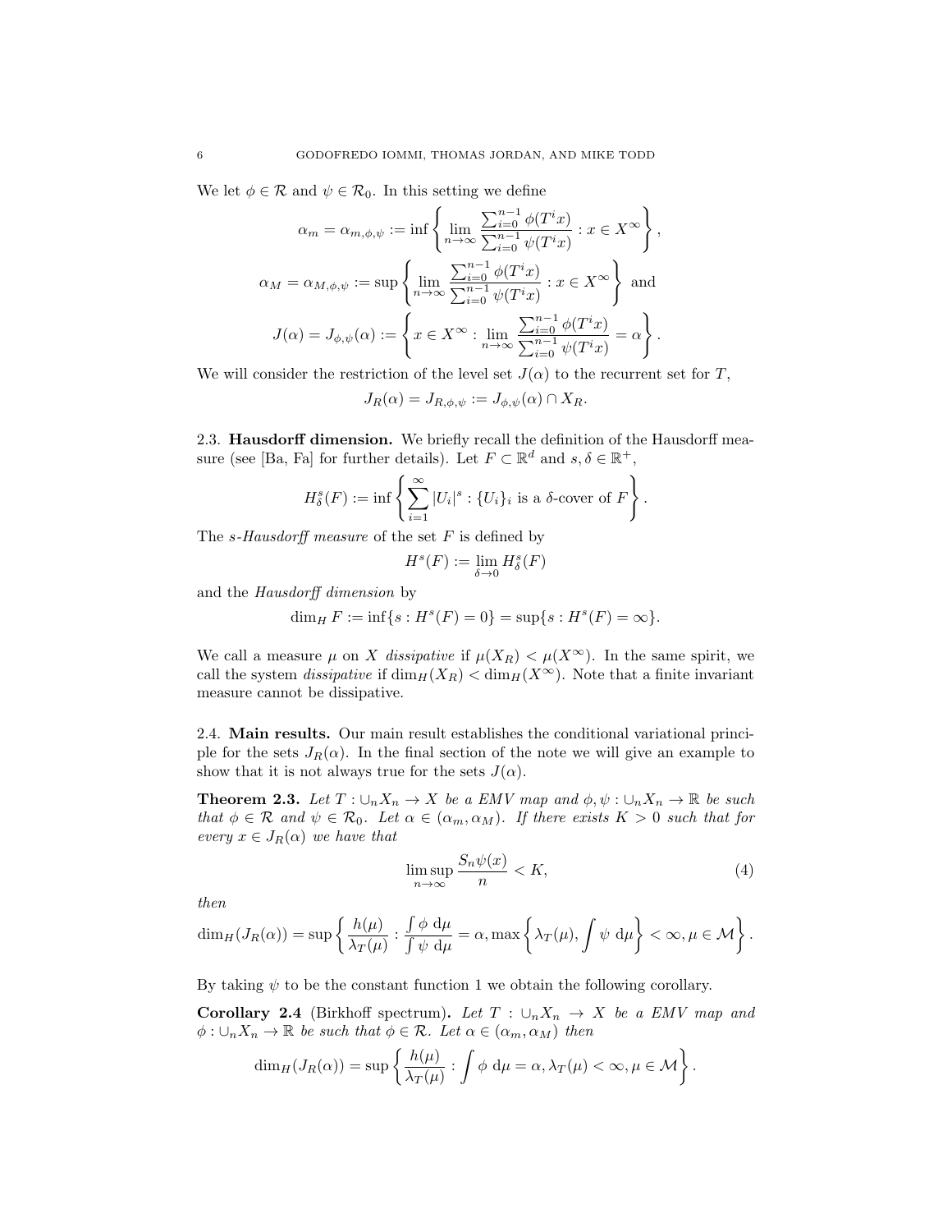We let $\phi \in \mathcal{R}$ and $\psi \in \mathcal{R}_0$. In this setting we define

$$\alpha_m = \alpha_{m,\phi,\psi} := \inf \left\{ \lim_{n\to\infty} \frac{\sum_{i=0}^{n-1} \phi(T^i x)}{\sum_{i=0}^{n-1} \psi(T^i x)} : x \in X^\infty \right\},$$

$$\alpha_M = \alpha_{M,\phi,\psi} := \sup \left\{ \lim_{n\to\infty} \frac{\sum_{i=0}^{n-1} \phi(T^i x)}{\sum_{i=0}^{n-1} \psi(T^i x)} : x \in X^\infty \right\} \text{ and}$$

$$J(\alpha) = J_{\phi,\psi}(\alpha) := \left\{ x \in X^\infty : \lim_{n\to\infty} \frac{\sum_{i=0}^{n-1} \phi(T^i x)}{\sum_{i=0}^{n-1} \psi(T^i x)} = \alpha \right\}.$$

We will consider the restriction of the level set $J(\alpha)$ to the recurrent set for $T$,

$$J_R(\alpha) = J_{R,\phi,\psi} := J_{\phi,\psi}(\alpha) \cap X_R.$$

### 2.3. Hausdorff dimension.

We briefly recall the definition of the Hausdorff measure (see [Ba, Fa] for further details). Let $F \subset \mathbb{R}^d$ and $s, \delta \in \mathbb{R}^+$,

$$H^s_\delta(F) := \inf \left\{ \sum_{i=1}^{\infty} |U_i|^s : \{U_i\}_i \text{ is a } \delta\text{-cover of } F \right\}.$$

The *s-Hausdorff measure* of the set $F$ is defined by

$$H^s(F) := \lim_{\delta\to 0} H^s_\delta(F)$$

and the *Hausdorff dimension* by

$$\dim_H F := \inf\{s : H^s(F) = 0\} = \sup\{s : H^s(F) = \infty\}.$$

We call a measure $\mu$ on $X$ *dissipative* if $\mu(X_R) < \mu(X^\infty)$. In the same spirit, we call the system *dissipative* if $\dim_H(X_R) < \dim_H(X^\infty)$. Note that a finite invariant measure cannot be dissipative.

### 2.4. Main results.

Our main result establishes the conditional variational principle for the sets $J_R(\alpha)$. In the final section of the note we will give an example to show that it is not always true for the sets $J(\alpha)$.

**Theorem 2.3.** *Let $T : \cup_n X_n \to X$ be a EMV map and $\phi, \psi : \cup_n X_n \to \mathbb{R}$ be such that $\phi \in \mathcal{R}$ and $\psi \in \mathcal{R}_0$. Let $\alpha \in (\alpha_m, \alpha_M)$. If there exists $K > 0$ such that for every $x \in J_R(\alpha)$ we have that*

$$\limsup_{n\to\infty} \frac{S_n\psi(x)}{n} < K, \tag{4}$$

*then*

$$\dim_H(J_R(\alpha)) = \sup \left\{ \frac{h(\mu)}{\lambda_T(\mu)} : \frac{\int \phi \, d\mu}{\int \psi \, d\mu} = \alpha, \max\left\{ \lambda_T(\mu), \int \psi \, d\mu \right\} < \infty, \mu \in \mathcal{M} \right\}.$$

By taking $\psi$ to be the constant function 1 we obtain the following corollary.

**Corollary 2.4** (Birkhoff spectrum)**.** *Let $T : \cup_n X_n \to X$ be a EMV map and $\phi : \cup_n X_n \to \mathbb{R}$ be such that $\phi \in \mathcal{R}$. Let $\alpha \in (\alpha_m, \alpha_M)$ then*

$$\dim_H(J_R(\alpha)) = \sup \left\{ \frac{h(\mu)}{\lambda_T(\mu)} : \int \phi \, d\mu = \alpha, \lambda_T(\mu) < \infty, \mu \in \mathcal{M} \right\}.$$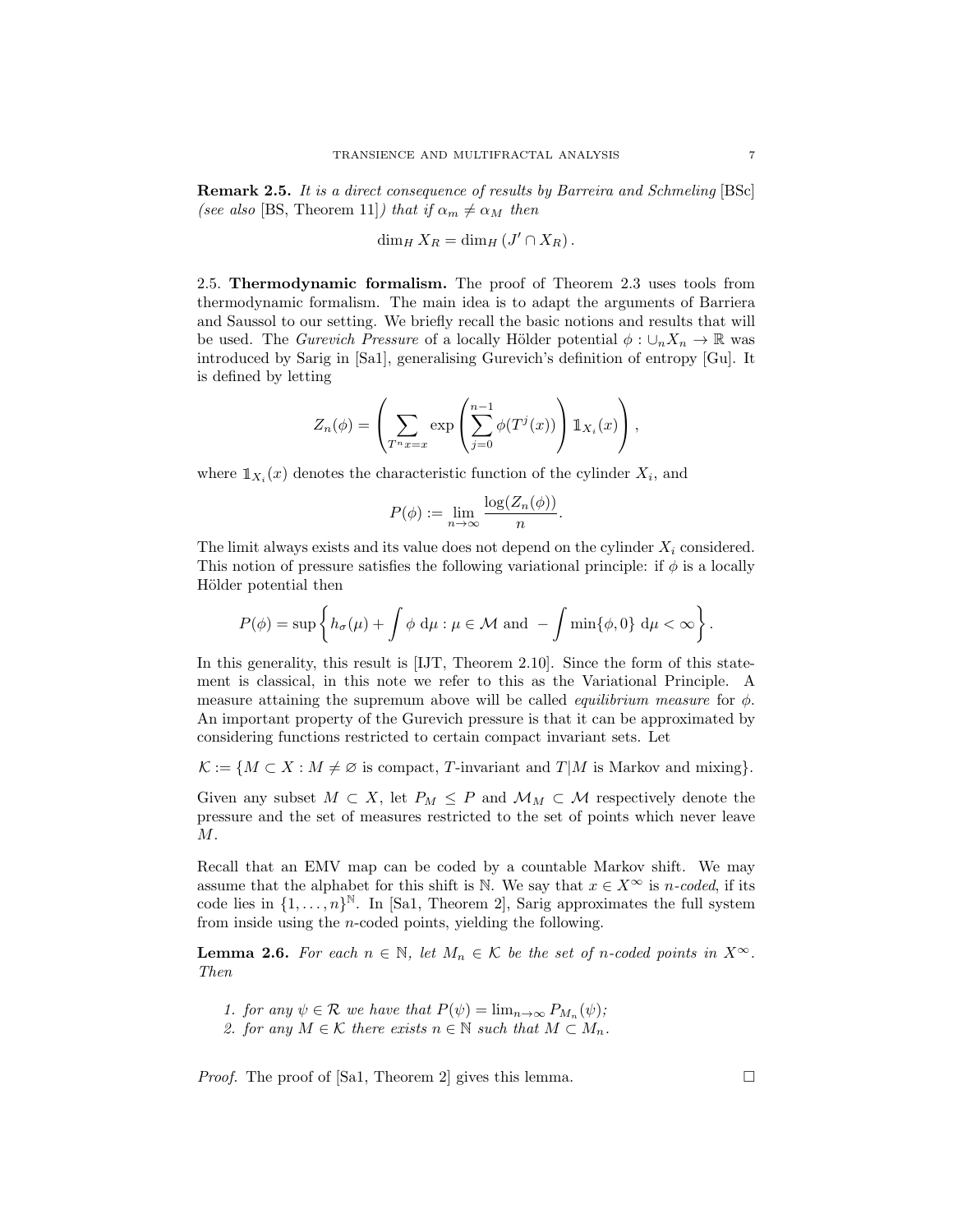**Remark 2.5.** *It is a direct consequence of results by Barreira and Schmeling* [BSc] *(see also* [BS, Theorem 11]*) that if $\alpha_m \neq \alpha_M$ then*

$$\dim_H X_R = \dim_H (J' \cap X_R).$$

2.5. **Thermodynamic formalism.** The proof of Theorem 2.3 uses tools from thermodynamic formalism. The main idea is to adapt the arguments of Barriera and Saussol to our setting. We briefly recall the basic notions and results that will be used. The *Gurevich Pressure* of a locally Hölder potential $\phi : \cup_n X_n \to \mathbb{R}$ was introduced by Sarig in [Sa1], generalising Gurevich's definition of entropy [Gu]. It is defined by letting

$$Z_n(\phi) = \left( \sum_{T^n x = x} \exp\left( \sum_{j=0}^{n-1} \phi(T^j(x)) \right) \mathbb{1}_{X_i}(x) \right),$$

where $\mathbb{1}_{X_i}(x)$ denotes the characteristic function of the cylinder $X_i$, and

$$P(\phi) := \lim_{n\to\infty} \frac{\log(Z_n(\phi))}{n}.$$

The limit always exists and its value does not depend on the cylinder $X_i$ considered. This notion of pressure satisfies the following variational principle: if $\phi$ is a locally Hölder potential then

$$P(\phi) = \sup\left\{ h_\sigma(\mu) + \int \phi \, \mathrm{d}\mu : \mu \in \mathcal{M} \text{ and } -\int \min\{\phi, 0\} \, \mathrm{d}\mu < \infty \right\}.$$

In this generality, this result is [IJT, Theorem 2.10]. Since the form of this statement is classical, in this note we refer to this as the Variational Principle. A measure attaining the supremum above will be called *equilibrium measure* for $\phi$. An important property of the Gurevich pressure is that it can be approximated by considering functions restricted to certain compact invariant sets. Let

$$\mathcal{K} := \{M \subset X : M \neq \varnothing \text{ is compact, } T\text{-invariant and } T|M \text{ is Markov and mixing}\}.$$

Given any subset $M \subset X$, let $P_M \leq P$ and $\mathcal{M}_M \subset \mathcal{M}$ respectively denote the pressure and the set of measures restricted to the set of points which never leave $M$.

Recall that an EMV map can be coded by a countable Markov shift. We may assume that the alphabet for this shift is $\mathbb{N}$. We say that $x \in X^\infty$ is *$n$-coded*, if its code lies in $\{1, \dots, n\}^{\mathbb{N}}$. In [Sa1, Theorem 2], Sarig approximates the full system from inside using the $n$-coded points, yielding the following.

**Lemma 2.6.** *For each $n \in \mathbb{N}$, let $M_n \in \mathcal{K}$ be the set of $n$-coded points in $X^\infty$. Then*

1. *for any $\psi \in \mathcal{R}$ we have that $P(\psi) = \lim_{n\to\infty} P_{M_n}(\psi)$;*
2. *for any $M \in \mathcal{K}$ there exists $n \in \mathbb{N}$ such that $M \subset M_n$.*

*Proof.* The proof of [Sa1, Theorem 2] gives this lemma. □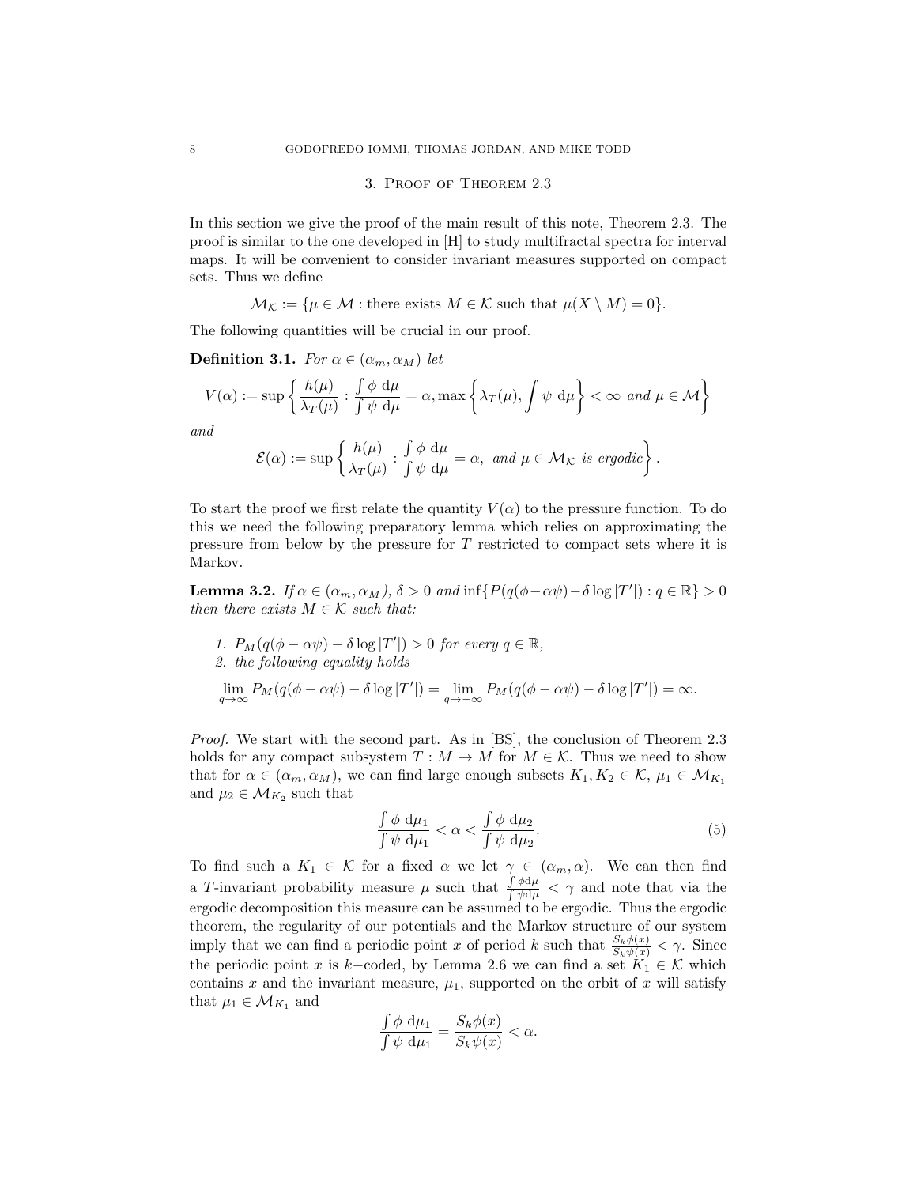## 3. Proof of Theorem 2.3

In this section we give the proof of the main result of this note, Theorem 2.3. The proof is similar to the one developed in [H] to study multifractal spectra for interval maps. It will be convenient to consider invariant measures supported on compact sets. Thus we define

$$\mathcal{M}_{\mathcal{K}} := \{\mu \in \mathcal{M} : \text{there exists } M \in \mathcal{K} \text{ such that } \mu(X \setminus M) = 0\}.$$

The following quantities will be crucial in our proof.

**Definition 3.1.** *For $\alpha \in (\alpha_m, \alpha_M)$ let*

$$V(\alpha) := \sup\left\{ \frac{h(\mu)}{\lambda_T(\mu)} : \frac{\int \phi \, d\mu}{\int \psi \, d\mu} = \alpha, \max\left\{\lambda_T(\mu), \int \psi \, d\mu\right\} < \infty \text{ and } \mu \in \mathcal{M} \right\}$$

*and*

$$\mathcal{E}(\alpha) := \sup\left\{ \frac{h(\mu)}{\lambda_T(\mu)} : \frac{\int \phi \, d\mu}{\int \psi \, d\mu} = \alpha, \text{ and } \mu \in \mathcal{M}_{\mathcal{K}} \text{ is ergodic} \right\}.$$

To start the proof we first relate the quantity $V(\alpha)$ to the pressure function. To do this we need the following preparatory lemma which relies on approximating the pressure from below by the pressure for $T$ restricted to compact sets where it is Markov.

**Lemma 3.2.** *If $\alpha \in (\alpha_m, \alpha_M)$, $\delta > 0$ and $\inf\{P(q(\phi - \alpha\psi) - \delta \log |T'|) : q \in \mathbb{R}\} > 0$ then there exists $M \in \mathcal{K}$ such that:*

1. *$P_M(q(\phi - \alpha\psi) - \delta \log |T'|) > 0$ for every $q \in \mathbb{R}$,*
2. *the following equality holds*

$$\lim_{q \to \infty} P_M(q(\phi - \alpha\psi) - \delta \log |T'|) = \lim_{q \to -\infty} P_M(q(\phi - \alpha\psi) - \delta \log |T'|) = \infty.$$

*Proof.* We start with the second part. As in [BS], the conclusion of Theorem 2.3 holds for any compact subsystem $T : M \to M$ for $M \in \mathcal{K}$. Thus we need to show that for $\alpha \in (\alpha_m, \alpha_M)$, we can find large enough subsets $K_1, K_2 \in \mathcal{K}$, $\mu_1 \in \mathcal{M}_{K_1}$ and $\mu_2 \in \mathcal{M}_{K_2}$ such that

$$\frac{\int \phi \, d\mu_1}{\int \psi \, d\mu_1} < \alpha < \frac{\int \phi \, d\mu_2}{\int \psi \, d\mu_2}. \tag{5}$$

To find such a $K_1 \in \mathcal{K}$ for a fixed $\alpha$ we let $\gamma \in (\alpha_m, \alpha)$. We can then find a $T$-invariant probability measure $\mu$ such that $\frac{\int \phi d\mu}{\int \psi d\mu} < \gamma$ and note that via the ergodic decomposition this measure can be assumed to be ergodic. Thus the ergodic theorem, the regularity of our potentials and the Markov structure of our system imply that we can find a periodic point $x$ of period $k$ such that $\frac{S_k\phi(x)}{S_k\psi(x)} < \gamma$. Since the periodic point $x$ is $k-$coded, by Lemma 2.6 we can find a set $K_1 \in \mathcal{K}$ which contains $x$ and the invariant measure, $\mu_1$, supported on the orbit of $x$ will satisfy that $\mu_1 \in \mathcal{M}_{K_1}$ and

$$\frac{\int \phi \, d\mu_1}{\int \psi \, d\mu_1} = \frac{S_k\phi(x)}{S_k\psi(x)} < \alpha.$$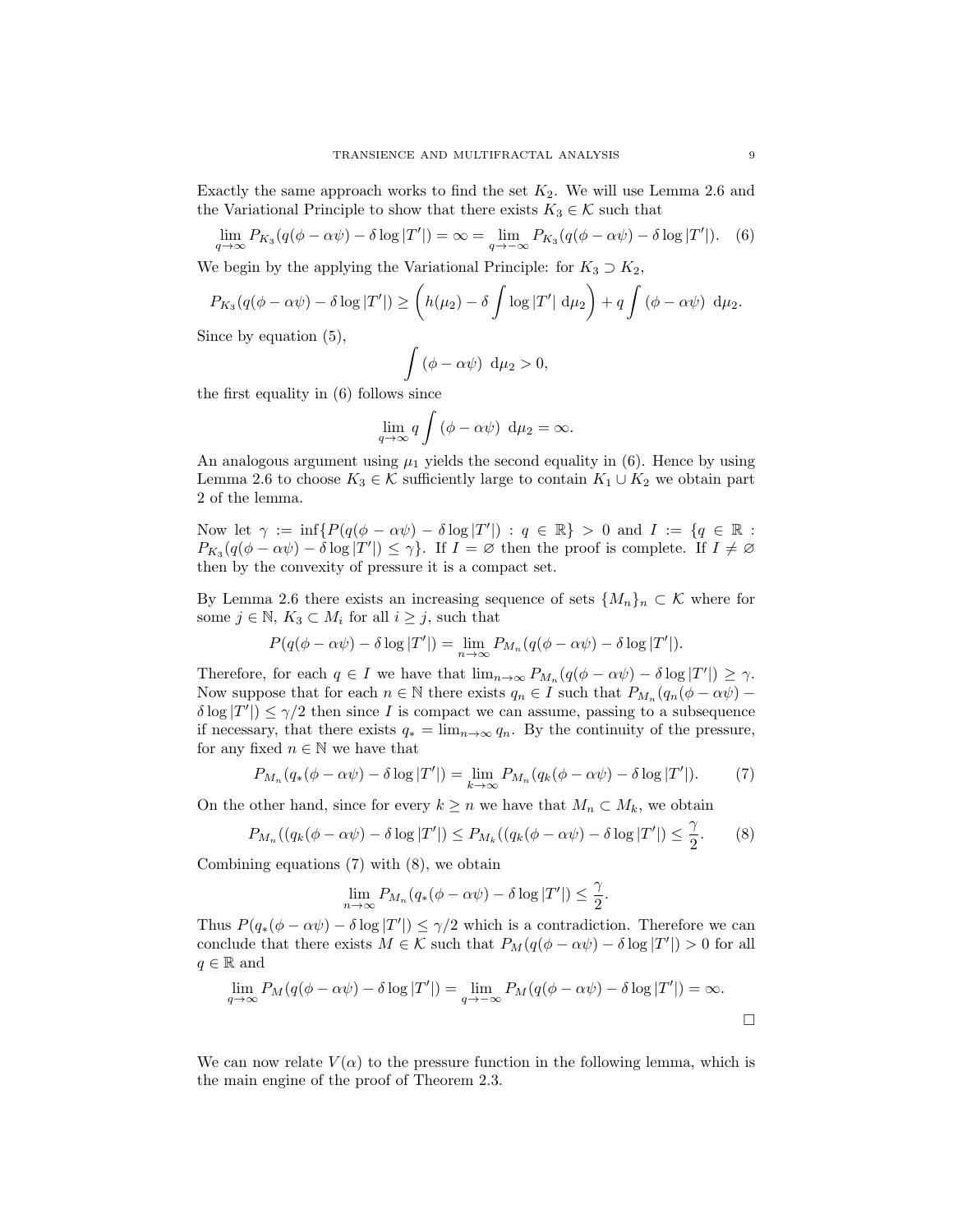Exactly the same approach works to find the set $K_2$. We will use Lemma 2.6 and the Variational Principle to show that there exists $K_3 \in \mathcal{K}$ such that

$$\lim_{q\to\infty} P_{K_3}(q(\phi - \alpha\psi) - \delta \log |T'|) = \infty = \lim_{q\to-\infty} P_{K_3}(q(\phi - \alpha\psi) - \delta \log |T'|). \quad (6)$$

We begin by the applying the Variational Principle: for $K_3 \supset K_2$,

$$P_{K_3}(q(\phi - \alpha\psi) - \delta \log |T'|) \geq \left( h(\mu_2) - \delta \int \log |T'| \, \mathrm{d}\mu_2 \right) + q \int (\phi - \alpha\psi) \, \mathrm{d}\mu_2.$$

Since by equation (5),

$$\int (\phi - \alpha\psi) \, \mathrm{d}\mu_2 > 0,$$

the first equality in (6) follows since

$$\lim_{q\to\infty} q \int (\phi - \alpha\psi) \, \mathrm{d}\mu_2 = \infty.$$

An analogous argument using $\mu_1$ yields the second equality in (6). Hence by using Lemma 2.6 to choose $K_3 \in \mathcal{K}$ sufficiently large to contain $K_1 \cup K_2$ we obtain part 2 of the lemma.

Now let $\gamma := \inf\{P(q(\phi - \alpha\psi) - \delta \log |T'|) : q \in \mathbb{R}\} > 0$ and $I := \{q \in \mathbb{R} : P_{K_3}(q(\phi - \alpha\psi) - \delta \log |T'|) \leq \gamma\}$. If $I = \varnothing$ then the proof is complete. If $I \neq \varnothing$ then by the convexity of pressure it is a compact set.

By Lemma 2.6 there exists an increasing sequence of sets $\{M_n\}_n \subset \mathcal{K}$ where for some $j \in \mathbb{N}$, $K_3 \subset M_i$ for all $i \geq j$, such that

$$P(q(\phi - \alpha\psi) - \delta \log |T'|) = \lim_{n\to\infty} P_{M_n}(q(\phi - \alpha\psi) - \delta \log |T'|).$$

Therefore, for each $q \in I$ we have that $\lim_{n\to\infty} P_{M_n}(q(\phi - \alpha\psi) - \delta \log |T'|) \geq \gamma$. Now suppose that for each $n \in \mathbb{N}$ there exists $q_n \in I$ such that $P_{M_n}(q_n(\phi - \alpha\psi) - \delta \log |T'|) \leq \gamma/2$ then since $I$ is compact we can assume, passing to a subsequence if necessary, that there exists $q_* = \lim_{n\to\infty} q_n$. By the continuity of the pressure, for any fixed $n \in \mathbb{N}$ we have that

$$P_{M_n}(q_*(\phi - \alpha\psi) - \delta \log |T'|) = \lim_{k\to\infty} P_{M_n}(q_k(\phi - \alpha\psi) - \delta \log |T'|). \quad (7)$$

On the other hand, since for every $k \geq n$ we have that $M_n \subset M_k$, we obtain

$$P_{M_n}((q_k(\phi - \alpha\psi) - \delta \log |T'|) \leq P_{M_k}((q_k(\phi - \alpha\psi) - \delta \log |T'|) \leq \frac{\gamma}{2}. \quad (8)$$

Combining equations (7) with (8), we obtain

$$\lim_{n\to\infty} P_{M_n}(q_*(\phi - \alpha\psi) - \delta \log |T'|) \leq \frac{\gamma}{2}.$$

Thus $P(q_*(\phi - \alpha\psi) - \delta \log |T'|) \leq \gamma/2$ which is a contradiction. Therefore we can conclude that there exists $M \in \mathcal{K}$ such that $P_M(q(\phi - \alpha\psi) - \delta \log |T'|) > 0$ for all $q \in \mathbb{R}$ and

$$\lim_{q\to\infty} P_M(q(\phi - \alpha\psi) - \delta \log |T'|) = \lim_{q\to-\infty} P_M(q(\phi - \alpha\psi) - \delta \log |T'|) = \infty.$$

□

We can now relate $V(\alpha)$ to the pressure function in the following lemma, which is the main engine of the proof of Theorem 2.3.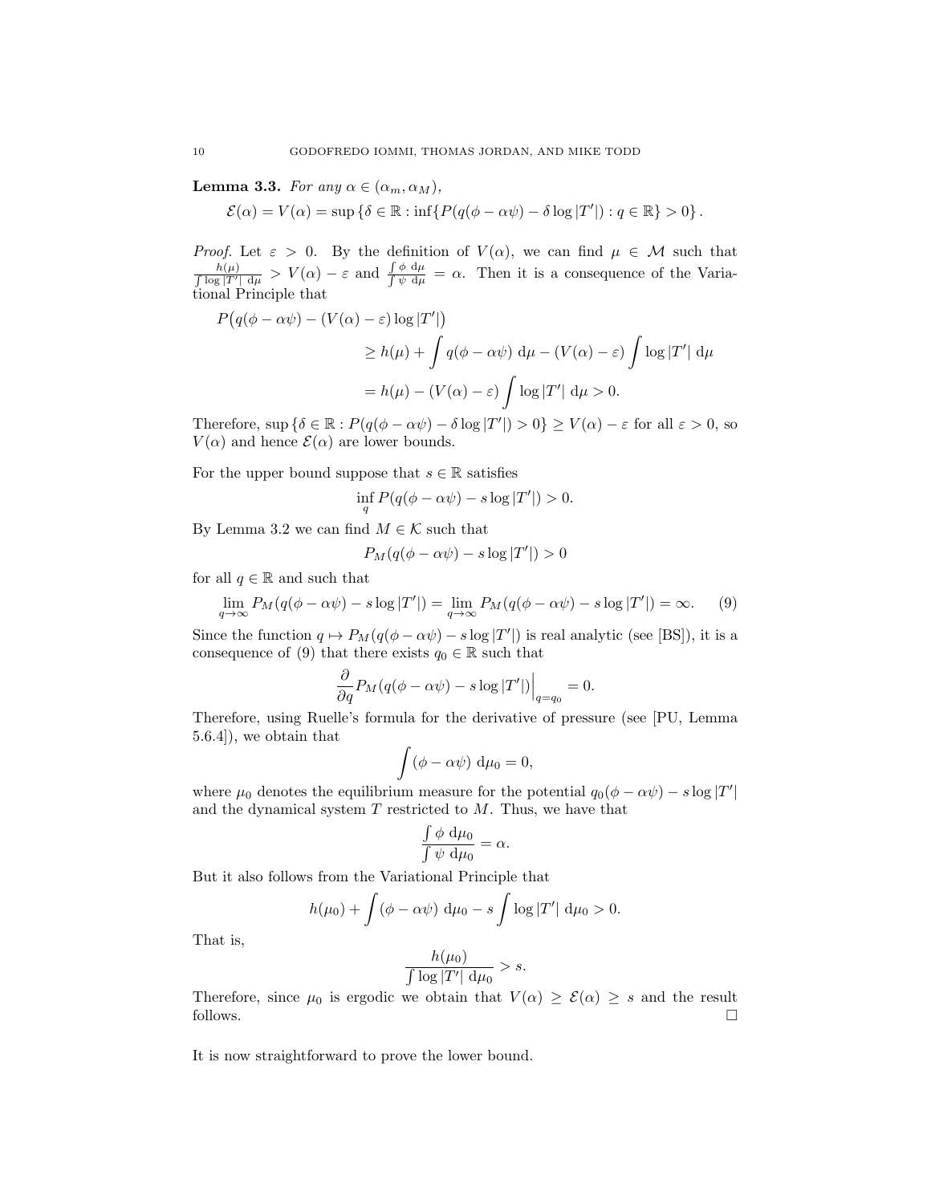**Lemma 3.3.** *For any $\alpha \in (\alpha_m, \alpha_M)$,*

$$\mathcal{E}(\alpha) = V(\alpha) = \sup\left\{\delta \in \mathbb{R} : \inf\{P(q(\phi - \alpha\psi) - \delta \log|T'|) : q \in \mathbb{R}\} > 0\right\}.$$

*Proof.* Let $\varepsilon > 0$. By the definition of $V(\alpha)$, we can find $\mu \in \mathcal{M}$ such that $\frac{h(\mu)}{\int \log|T'|\, \mathrm{d}\mu} > V(\alpha) - \varepsilon$ and $\frac{\int \phi\, \mathrm{d}\mu}{\int \psi\, \mathrm{d}\mu} = \alpha$. Then it is a consequence of the Variational Principle that

$$\begin{aligned}
P\big(q(\phi - \alpha\psi) - (V(\alpha) - \varepsilon)\log|T'|\big) &\\
&\geq h(\mu) + \int q(\phi - \alpha\psi)\, \mathrm{d}\mu - (V(\alpha) - \varepsilon)\int \log|T'|\, \mathrm{d}\mu \\
&= h(\mu) - (V(\alpha) - \varepsilon)\int \log|T'|\, \mathrm{d}\mu > 0.
\end{aligned}$$

Therefore, $\sup\{\delta \in \mathbb{R} : P(q(\phi - \alpha\psi) - \delta\log|T'|) > 0\} \geq V(\alpha) - \varepsilon$ for all $\varepsilon > 0$, so $V(\alpha)$ and hence $\mathcal{E}(\alpha)$ are lower bounds.

For the upper bound suppose that $s \in \mathbb{R}$ satisfies

$$\inf_q P(q(\phi - \alpha\psi) - s\log|T'|) > 0.$$

By Lemma 3.2 we can find $M \in \mathcal{K}$ such that

$$P_M(q(\phi - \alpha\psi) - s\log|T'|) > 0$$

for all $q \in \mathbb{R}$ and such that

$$\lim_{q\to\infty} P_M(q(\phi - \alpha\psi) - s\log|T'|) = \lim_{q\to\infty} P_M(q(\phi - \alpha\psi) - s\log|T'|) = \infty. \tag{9}$$

Since the function $q \mapsto P_M(q(\phi - \alpha\psi) - s\log|T'|)$ is real analytic (see [BS]), it is a consequence of (9) that there exists $q_0 \in \mathbb{R}$ such that

$$\frac{\partial}{\partial q} P_M(q(\phi - \alpha\psi) - s\log|T'|)\Big|_{q=q_0} = 0.$$

Therefore, using Ruelle's formula for the derivative of pressure (see [PU, Lemma 5.6.4]), we obtain that

$$\int (\phi - \alpha\psi)\, \mathrm{d}\mu_0 = 0,$$

where $\mu_0$ denotes the equilibrium measure for the potential $q_0(\phi - \alpha\psi) - s\log|T'|$ and the dynamical system $T$ restricted to $M$. Thus, we have that

$$\frac{\int \phi\, \mathrm{d}\mu_0}{\int \psi\, \mathrm{d}\mu_0} = \alpha.$$

But it also follows from the Variational Principle that

$$h(\mu_0) + \int (\phi - \alpha\psi)\, \mathrm{d}\mu_0 - s\int \log|T'|\, \mathrm{d}\mu_0 > 0.$$

That is,

$$\frac{h(\mu_0)}{\int \log|T'|\, \mathrm{d}\mu_0} > s.$$

Therefore, since $\mu_0$ is ergodic we obtain that $V(\alpha) \geq \mathcal{E}(\alpha) \geq s$ and the result follows. $\square$

It is now straightforward to prove the lower bound.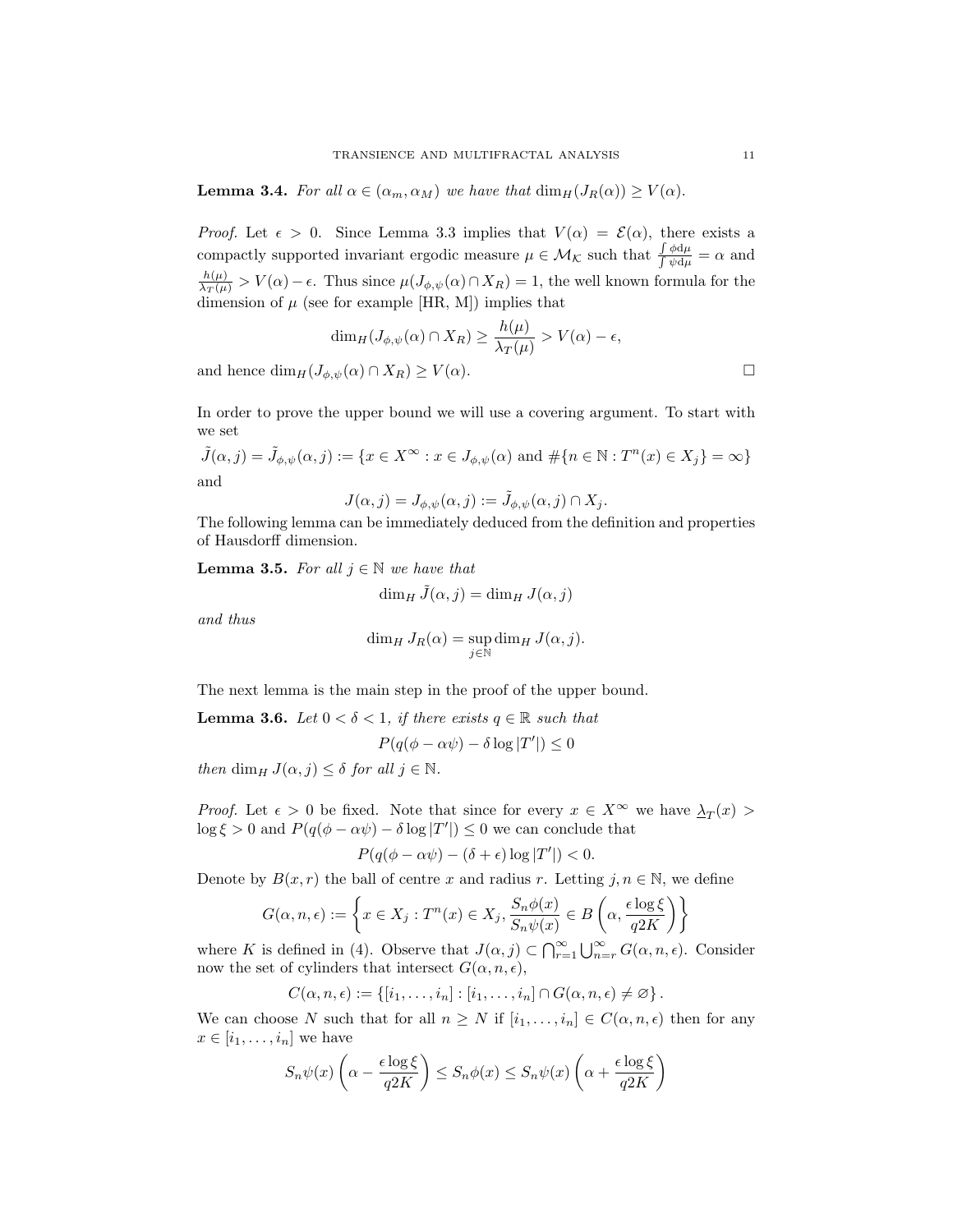**Lemma 3.4.** *For all $\alpha \in (\alpha_m, \alpha_M)$ we have that $\dim_H(J_R(\alpha)) \geq V(\alpha)$.*

*Proof.* Let $\epsilon > 0$. Since Lemma 3.3 implies that $V(\alpha) = \mathcal{E}(\alpha)$, there exists a compactly supported invariant ergodic measure $\mu \in \mathcal{M}_{\mathcal{K}}$ such that $\frac{\int \phi \mathrm{d}\mu}{\int \psi \mathrm{d}\mu} = \alpha$ and $\frac{h(\mu)}{\lambda_T(\mu)} > V(\alpha) - \epsilon$. Thus since $\mu(J_{\phi,\psi}(\alpha) \cap X_R) = 1$, the well known formula for the dimension of $\mu$ (see for example [HR, M]) implies that

$$\dim_H(J_{\phi,\psi}(\alpha) \cap X_R) \geq \frac{h(\mu)}{\lambda_T(\mu)} > V(\alpha) - \epsilon,$$

and hence $\dim_H(J_{\phi,\psi}(\alpha) \cap X_R) \geq V(\alpha)$. □

In order to prove the upper bound we will use a covering argument. To start with we set

$$\tilde{J}(\alpha, j) = \tilde{J}_{\phi,\psi}(\alpha, j) := \{x \in X^\infty : x \in J_{\phi,\psi}(\alpha) \text{ and } \#\{n \in \mathbb{N} : T^n(x) \in X_j\} = \infty\}$$

and

$$J(\alpha, j) = J_{\phi,\psi}(\alpha, j) := \tilde{J}_{\phi,\psi}(\alpha, j) \cap X_j.$$

The following lemma can be immediately deduced from the definition and properties of Hausdorff dimension.

**Lemma 3.5.** *For all $j \in \mathbb{N}$ we have that*

$$\dim_H \tilde{J}(\alpha, j) = \dim_H J(\alpha, j)$$

*and thus*

$$\dim_H J_R(\alpha) = \sup_{j \in \mathbb{N}} \dim_H J(\alpha, j).$$

The next lemma is the main step in the proof of the upper bound.

**Lemma 3.6.** *Let $0 < \delta < 1$, if there exists $q \in \mathbb{R}$ such that*

$$P(q(\phi - \alpha\psi) - \delta \log |T'|) \leq 0$$

*then $\dim_H J(\alpha, j) \leq \delta$ for all $j \in \mathbb{N}$.*

*Proof.* Let $\epsilon > 0$ be fixed. Note that since for every $x \in X^\infty$ we have $\underline{\lambda}_T(x) > \log \xi > 0$ and $P(q(\phi - \alpha\psi) - \delta \log |T'|) \leq 0$ we can conclude that

$$P(q(\phi - \alpha\psi) - (\delta + \epsilon) \log |T'|) < 0.$$

Denote by $B(x, r)$ the ball of centre $x$ and radius $r$. Letting $j, n \in \mathbb{N}$, we define

$$G(\alpha, n, \epsilon) := \left\{ x \in X_j : T^n(x) \in X_j, \frac{S_n\phi(x)}{S_n\psi(x)} \in B\left(\alpha, \frac{\epsilon \log \xi}{q2K}\right) \right\}$$

where $K$ is defined in (4). Observe that $J(\alpha, j) \subset \bigcap_{r=1}^\infty \bigcup_{n=r}^\infty G(\alpha, n, \epsilon)$. Consider now the set of cylinders that intersect $G(\alpha, n, \epsilon)$,

$$C(\alpha, n, \epsilon) := \{[i_1, \ldots, i_n] : [i_1, \ldots, i_n] \cap G(\alpha, n, \epsilon) \neq \varnothing\}.$$

We can choose $N$ such that for all $n \geq N$ if $[i_1, \ldots, i_n] \in C(\alpha, n, \epsilon)$ then for any $x \in [i_1, \ldots, i_n]$ we have

$$S_n\psi(x)\left(\alpha - \frac{\epsilon \log \xi}{q2K}\right) \leq S_n\phi(x) \leq S_n\psi(x)\left(\alpha + \frac{\epsilon \log \xi}{q2K}\right)$$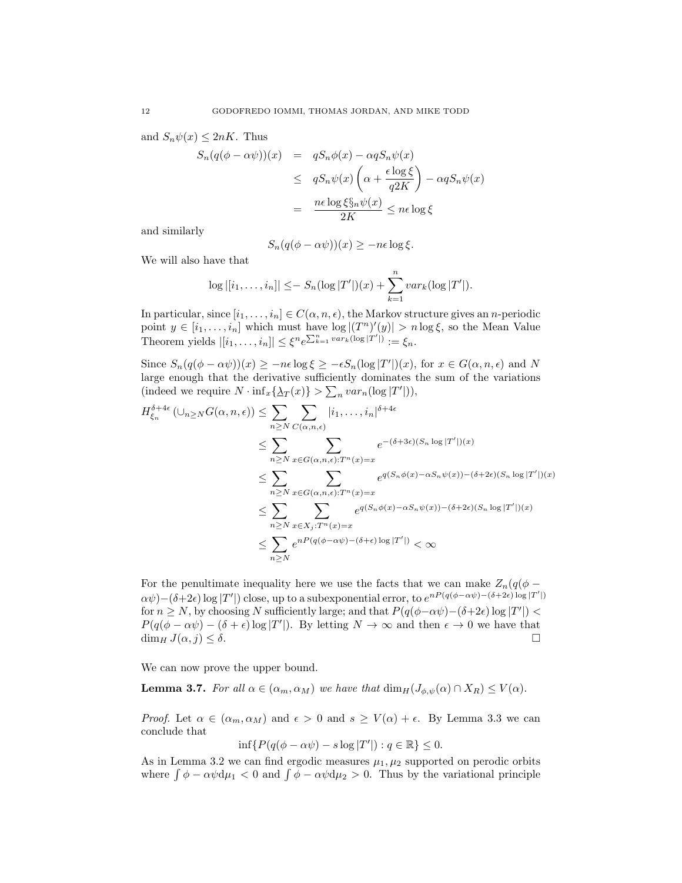and $S_n\psi(x) \leq 2nK$. Thus

$$
\begin{aligned}
S_n(q(\phi - \alpha\psi))(x) &= qS_n\phi(x) - \alpha q S_n\psi(x) \\
&\leq qS_n\psi(x)\left(\alpha + \frac{\epsilon \log \xi}{q2K}\right) - \alpha q S_n\psi(x) \\
&= \frac{n\epsilon \log \xi \S_n\psi(x)}{2K} \leq n\epsilon \log \xi
\end{aligned}
$$

and similarly

$$
S_n(q(\phi - \alpha\psi))(x) \geq -n\epsilon \log \xi.
$$

We will also have that

$$
\log |[i_1, \ldots, i_n]| \leq - S_n(\log |T'|)(x) + \sum_{k=1}^{n} var_k(\log |T'|).
$$

In particular, since $[i_1, \ldots, i_n] \in C(\alpha, n, \epsilon)$, the Markov structure gives an $n$-periodic point $y \in [i_1, \ldots, i_n]$ which must have $\log |(T^n)'(y)| > n \log \xi$, so the Mean Value Theorem yields $|[i_1, \ldots, i_n]| \leq \xi^n e^{\sum_{k=1}^n var_k(\log |T'|)} := \xi_n$.

Since $S_n(q(\phi - \alpha\psi))(x) \geq -n\epsilon \log \xi \geq -\epsilon S_n(\log |T'|)(x)$, for $x \in G(\alpha, n, \epsilon)$ and $N$ large enough that the derivative sufficiently dominates the sum of the variations (indeed we require $N \cdot \inf_x\{\underline{\lambda}_T(x)\} > \sum_n var_n(\log |T'|)$),

$$
\begin{aligned}
H_{\xi_n}^{\delta+4\epsilon}\left(\cup_{n \geq N} G(\alpha, n, \epsilon)\right) &\leq \sum_{n \geq N} \sum_{C(\alpha,n,\epsilon)} |i_1, \ldots, i_n|^{\delta+4\epsilon} \\
&\leq \sum_{n \geq N} \sum_{x \in G(\alpha,n,\epsilon): T^n(x) = x} e^{-(\delta+3\epsilon)(S_n \log |T'|)(x)} \\
&\leq \sum_{n \geq N} \sum_{x \in G(\alpha,n,\epsilon): T^n(x) = x} e^{q(S_n\phi(x) - \alpha S_n\psi(x)) - (\delta+2\epsilon)(S_n \log |T'|)(x)} \\
&\leq \sum_{n \geq N} \sum_{x \in X_j: T^n(x) = x} e^{q(S_n\phi(x) - \alpha S_n\psi(x)) - (\delta+2\epsilon)(S_n \log |T'|)(x)} \\
&\leq \sum_{n \geq N} e^{nP(q(\phi - \alpha\psi) - (\delta+\epsilon)\log |T'|)} < \infty
\end{aligned}
$$

For the penultimate inequality here we use the facts that we can make $Z_n(q(\phi - \alpha\psi) - (\delta+2\epsilon)\log |T'|)$ close, up to a subexponential error, to $e^{nP(q(\phi-\alpha\psi)-(\delta+2\epsilon)\log|T'|)}$ for $n \geq N$, by choosing $N$ sufficiently large; and that $P(q(\phi-\alpha\psi)-(\delta+2\epsilon)\log |T'|) < P(q(\phi - \alpha\psi) - (\delta + \epsilon)\log |T'|)$. By letting $N \to \infty$ and then $\epsilon \to 0$ we have that $\dim_H J(\alpha, j) \leq \delta$. $\square$

We can now prove the upper bound.

**Lemma 3.7.** *For all $\alpha \in (\alpha_m, \alpha_M)$ we have that $\dim_H(J_{\phi,\psi}(\alpha) \cap X_R) \leq V(\alpha)$.*

*Proof.* Let $\alpha \in (\alpha_m, \alpha_M)$ and $\epsilon > 0$ and $s \geq V(\alpha) + \epsilon$. By Lemma 3.3 we can conclude that

$$
\inf\{P(q(\phi - \alpha\psi) - s \log |T'|) : q \in \mathbb{R}\} \leq 0.
$$

As in Lemma 3.2 we can find ergodic measures $\mu_1, \mu_2$ supported on perodic orbits where $\int \phi - \alpha\psi \mathrm{d}\mu_1 < 0$ and $\int \phi - \alpha\psi \mathrm{d}\mu_2 > 0$. Thus by the variational principle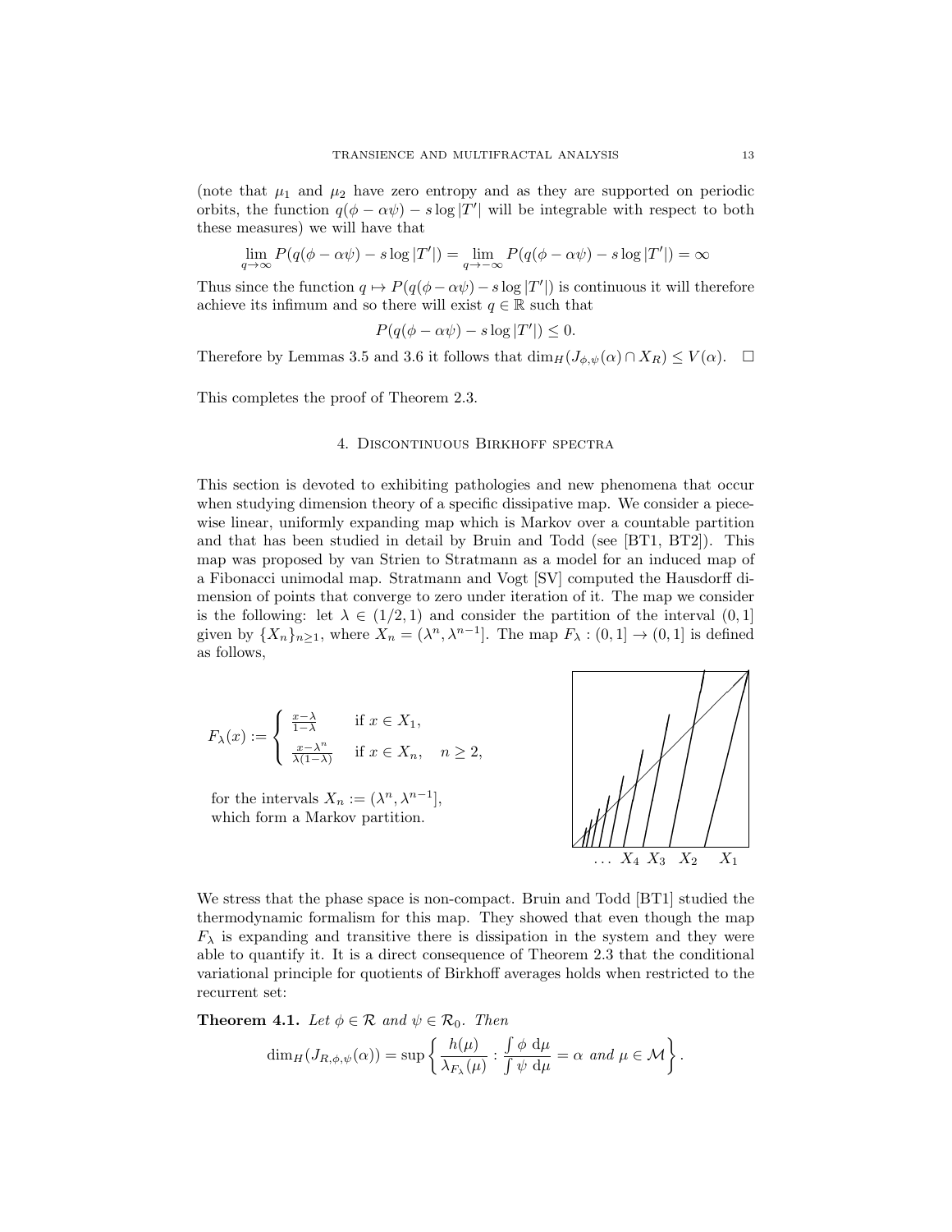(note that $\mu_1$ and $\mu_2$ have zero entropy and as they are supported on periodic orbits, the function $q(\phi - \alpha\psi) - s \log |T'|$ will be integrable with respect to both these measures) we will have that

$$\lim_{q \to \infty} P(q(\phi - \alpha\psi) - s \log |T'|) = \lim_{q \to -\infty} P(q(\phi - \alpha\psi) - s \log |T'|) = \infty$$

Thus since the function $q \mapsto P(q(\phi - \alpha\psi) - s \log |T'|)$ is continuous it will therefore achieve its infimum and so there will exist $q \in \mathbb{R}$ such that

$$P(q(\phi - \alpha\psi) - s \log |T'|) \leq 0.$$

Therefore by Lemmas 3.5 and 3.6 it follows that $\dim_H(J_{\phi,\psi}(\alpha) \cap X_R) \leq V(\alpha)$. $\square$

This completes the proof of Theorem 2.3.

## 4. Discontinuous Birkhoff spectra

This section is devoted to exhibiting pathologies and new phenomena that occur when studying dimension theory of a specific dissipative map. We consider a piecewise linear, uniformly expanding map which is Markov over a countable partition and that has been studied in detail by Bruin and Todd (see [BT1, BT2]). This map was proposed by van Strien to Stratmann as a model for an induced map of a Fibonacci unimodal map. Stratmann and Vogt [SV] computed the Hausdorff dimension of points that converge to zero under iteration of it. The map we consider is the following: let $\lambda \in (1/2, 1)$ and consider the partition of the interval $(0, 1]$ given by $\{X_n\}_{n \geq 1}$, where $X_n = (\lambda^n, \lambda^{n-1}]$. The map $F_\lambda : (0, 1] \to (0, 1]$ is defined as follows,

$$F_\lambda(x) := \begin{cases} \frac{x-\lambda}{1-\lambda} & \text{if } x \in X_1, \\ \frac{x-\lambda^n}{\lambda(1-\lambda)} & \text{if } x \in X_n, \quad n \geq 2, \end{cases}$$

for the intervals $X_n := (\lambda^n, \lambda^{n-1}]$, which form a Markov partition.

$\ldots\ X_4\ X_3\ X_2\ X_1$

We stress that the phase space is non-compact. Bruin and Todd [BT1] studied the thermodynamic formalism for this map. They showed that even though the map $F_\lambda$ is expanding and transitive there is dissipation in the system and they were able to quantify it. It is a direct consequence of Theorem 2.3 that the conditional variational principle for quotients of Birkhoff averages holds when restricted to the recurrent set:

**Theorem 4.1.** *Let $\phi \in \mathcal{R}$ and $\psi \in \mathcal{R}_0$. Then*

$$\dim_H(J_{R,\phi,\psi}(\alpha)) = \sup\left\{ \frac{h(\mu)}{\lambda_{F_\lambda}(\mu)} : \frac{\int \phi \, d\mu}{\int \psi \, d\mu} = \alpha \text{ and } \mu \in \mathcal{M} \right\}.$$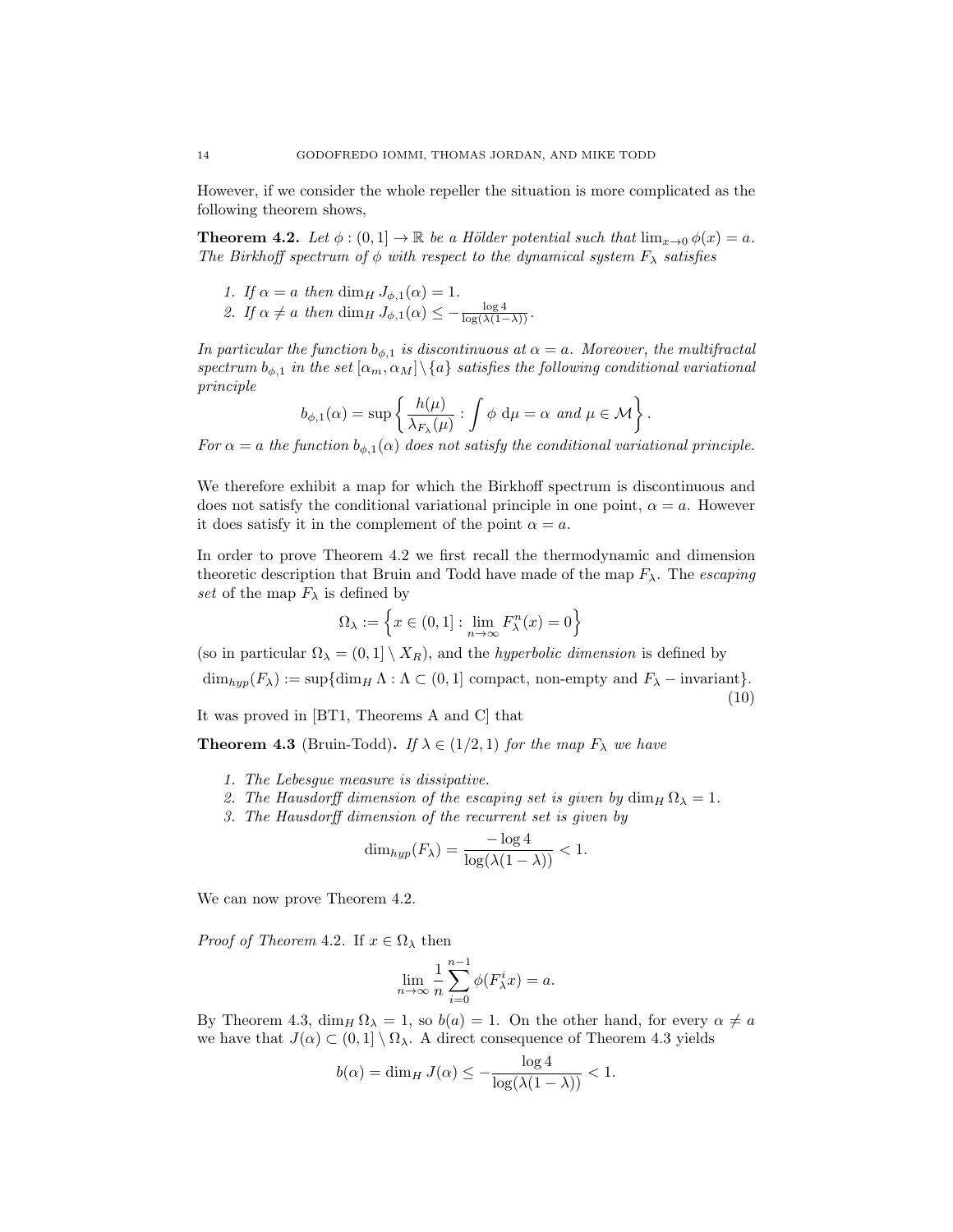However, if we consider the whole repeller the situation is more complicated as the following theorem shows,

**Theorem 4.2.** *Let $\phi : (0,1] \to \mathbb{R}$ be a Hölder potential such that $\lim_{x \to 0} \phi(x) = a$. The Birkhoff spectrum of $\phi$ with respect to the dynamical system $F_\lambda$ satisfies*

1. *If $\alpha = a$ then $\dim_H J_{\phi,1}(\alpha) = 1$.*
2. *If $\alpha \neq a$ then $\dim_H J_{\phi,1}(\alpha) \leq -\frac{\log 4}{\log(\lambda(1-\lambda))}$.*

*In particular the function $b_{\phi,1}$ is discontinuous at $\alpha = a$. Moreover, the multifractal spectrum $b_{\phi,1}$ in the set $[\alpha_m, \alpha_M] \setminus \{a\}$ satisfies the following conditional variational principle*

$$b_{\phi,1}(\alpha) = \sup \left\{ \frac{h(\mu)}{\lambda_{F_\lambda}(\mu)} : \int \phi \; d\mu = \alpha \text{ and } \mu \in \mathcal{M} \right\}.$$

*For $\alpha = a$ the function $b_{\phi,1}(\alpha)$ does not satisfy the conditional variational principle.*

We therefore exhibit a map for which the Birkhoff spectrum is discontinuous and does not satisfy the conditional variational principle in one point, $\alpha = a$. However it does satisfy it in the complement of the point $\alpha = a$.

In order to prove Theorem 4.2 we first recall the thermodynamic and dimension theoretic description that Bruin and Todd have made of the map $F_\lambda$. The *escaping set* of the map $F_\lambda$ is defined by

$$\Omega_\lambda := \left\{ x \in (0,1] : \lim_{n \to \infty} F_\lambda^n(x) = 0 \right\}$$

(so in particular $\Omega_\lambda = (0,1] \setminus X_R$), and the *hyperbolic dimension* is defined by

$$\dim_{hyp}(F_\lambda) := \sup\{\dim_H \Lambda : \Lambda \subset (0,1] \text{ compact, non-empty and } F_\lambda - \text{invariant}\}. \tag{10}$$

It was proved in [BT1, Theorems A and C] that

**Theorem 4.3** (Bruin-Todd)**.** *If $\lambda \in (1/2, 1)$ for the map $F_\lambda$ we have*

1. *The Lebesgue measure is dissipative.*
2. *The Hausdorff dimension of the escaping set is given by $\dim_H \Omega_\lambda = 1$.*
3. *The Hausdorff dimension of the recurrent set is given by*

$$\dim_{hyp}(F_\lambda) = \frac{-\log 4}{\log(\lambda(1-\lambda))} < 1.$$

We can now prove Theorem 4.2.

*Proof of Theorem 4.2.* If $x \in \Omega_\lambda$ then

$$\lim_{n \to \infty} \frac{1}{n} \sum_{i=0}^{n-1} \phi(F_\lambda^i x) = a.$$

By Theorem 4.3, $\dim_H \Omega_\lambda = 1$, so $b(a) = 1$. On the other hand, for every $\alpha \neq a$ we have that $J(\alpha) \subset (0,1] \setminus \Omega_\lambda$. A direct consequence of Theorem 4.3 yields

$$b(\alpha) = \dim_H J(\alpha) \leq -\frac{\log 4}{\log(\lambda(1-\lambda))} < 1.$$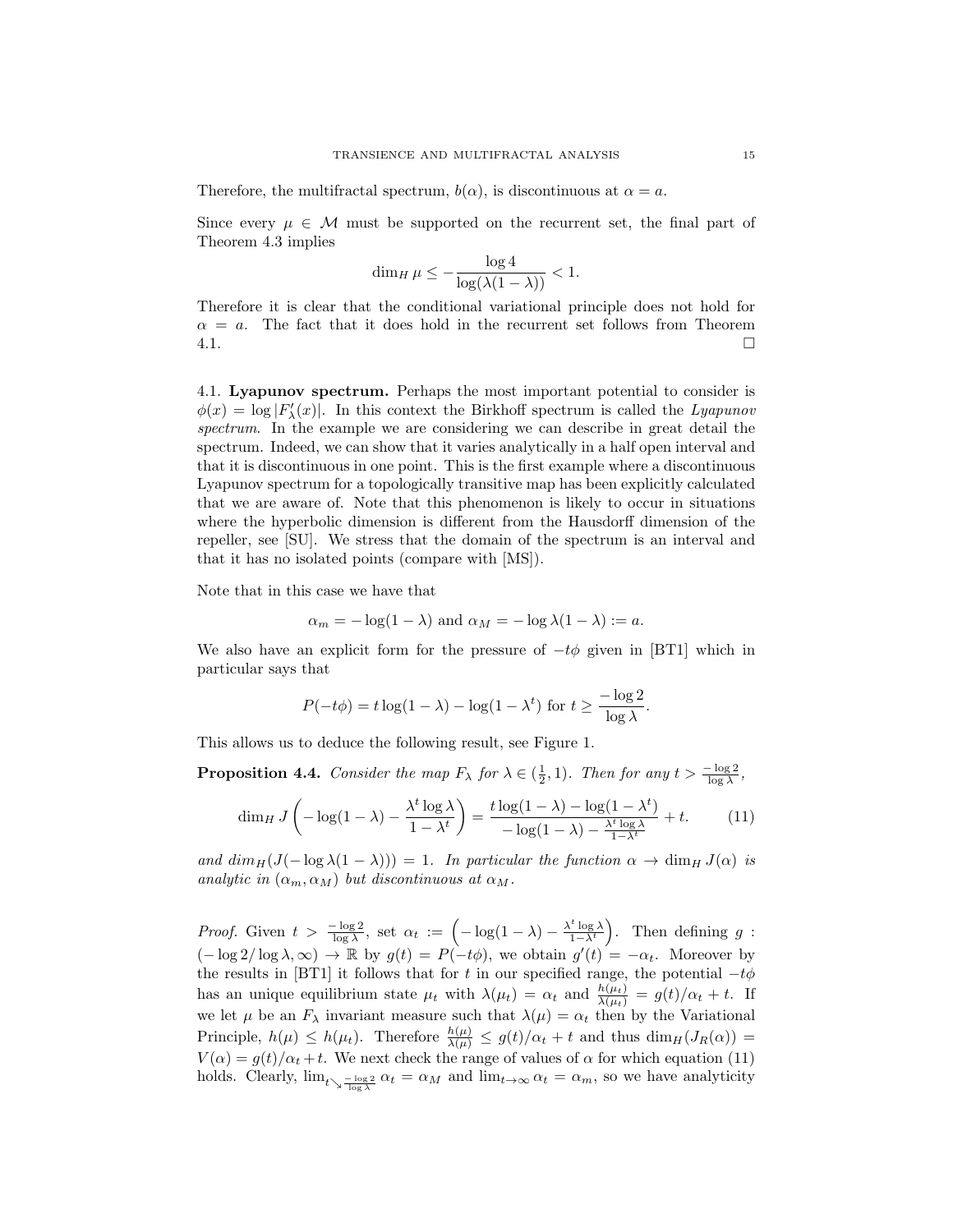Therefore, the multifractal spectrum, $b(\alpha)$, is discontinuous at $\alpha = a$.

Since every $\mu \in \mathcal{M}$ must be supported on the recurrent set, the final part of Theorem 4.3 implies

$$\dim_H \mu \leq -\frac{\log 4}{\log(\lambda(1-\lambda))} < 1.$$

Therefore it is clear that the conditional variational principle does not hold for $\alpha = a$. The fact that it does hold in the recurrent set follows from Theorem 4.1. □

4.1. **Lyapunov spectrum.** Perhaps the most important potential to consider is $\phi(x) = \log |F'_\lambda(x)|$. In this context the Birkhoff spectrum is called the *Lyapunov spectrum*. In the example we are considering we can describe in great detail the spectrum. Indeed, we can show that it varies analytically in a half open interval and that it is discontinuous in one point. This is the first example where a discontinuous Lyapunov spectrum for a topologically transitive map has been explicitly calculated that we are aware of. Note that this phenomenon is likely to occur in situations where the hyperbolic dimension is different from the Hausdorff dimension of the repeller, see [SU]. We stress that the domain of the spectrum is an interval and that it has no isolated points (compare with [MS]).

Note that in this case we have that

$$\alpha_m = -\log(1-\lambda) \text{ and } \alpha_M = -\log \lambda(1-\lambda) := a.$$

We also have an explicit form for the pressure of $-t\phi$ given in [BT1] which in particular says that

$$P(-t\phi) = t\log(1-\lambda) - \log(1-\lambda^t) \text{ for } t \geq \frac{-\log 2}{\log \lambda}.$$

This allows us to deduce the following result, see Figure 1.

**Proposition 4.4.** *Consider the map $F_\lambda$ for $\lambda \in (\frac{1}{2}, 1)$. Then for any $t > \frac{-\log 2}{\log \lambda}$,*

$$\dim_H J\left(-\log(1-\lambda) - \frac{\lambda^t \log \lambda}{1-\lambda^t}\right) = \frac{t\log(1-\lambda) - \log(1-\lambda^t)}{-\log(1-\lambda) - \frac{\lambda^t \log \lambda}{1-\lambda^t}} + t. \tag{11}$$

*and $\dim_H(J(-\log \lambda(1-\lambda))) = 1$. In particular the function $\alpha \to \dim_H J(\alpha)$ is analytic in $(\alpha_m, \alpha_M)$ but discontinuous at $\alpha_M$.*

*Proof.* Given $t > \frac{-\log 2}{\log \lambda}$, set $\alpha_t := \left(-\log(1-\lambda) - \frac{\lambda^t \log \lambda}{1-\lambda^t}\right)$. Then defining $g : (-\log 2/\log \lambda, \infty) \to \mathbb{R}$ by $g(t) = P(-t\phi)$, we obtain $g'(t) = -\alpha_t$. Moreover by the results in [BT1] it follows that for $t$ in our specified range, the potential $-t\phi$ has an unique equilibrium state $\mu_t$ with $\lambda(\mu_t) = \alpha_t$ and $\frac{h(\mu_t)}{\lambda(\mu_t)} = g(t)/\alpha_t + t$. If we let $\mu$ be an $F_\lambda$ invariant measure such that $\lambda(\mu) = \alpha_t$ then by the Variational Principle, $h(\mu) \leq h(\mu_t)$. Therefore $\frac{h(\mu)}{\lambda(\mu)} \leq g(t)/\alpha_t + t$ and thus $\dim_H(J_R(\alpha)) = V(\alpha) = g(t)/\alpha_t + t$. We next check the range of values of $\alpha$ for which equation (11) holds. Clearly, $\lim_{t \searrow \frac{-\log 2}{\log \lambda}} \alpha_t = \alpha_M$ and $\lim_{t\to\infty} \alpha_t = \alpha_m$, so we have analyticity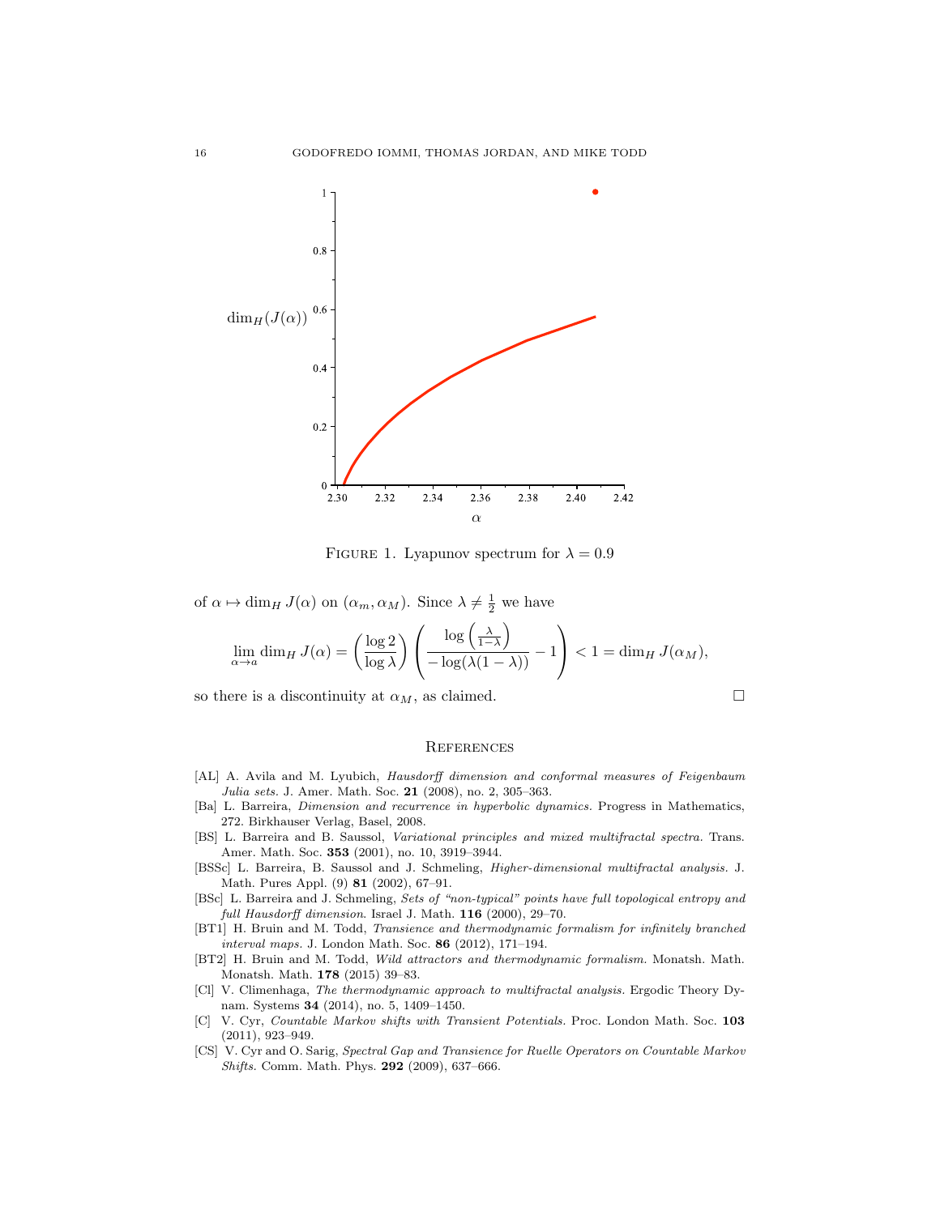Figure 1. Lyapunov spectrum for $\lambda = 0.9$

of $\alpha \mapsto \dim_H J(\alpha)$ on $(\alpha_m, \alpha_M)$. Since $\lambda \neq \frac{1}{2}$ we have

$$\lim_{\alpha \to a} \dim_H J(\alpha) = \left( \frac{\log 2}{\log \lambda} \right) \left( \frac{\log \left( \frac{\lambda}{1-\lambda} \right)}{-\log(\lambda(1-\lambda))} - 1 \right) < 1 = \dim_H J(\alpha_M),$$

so there is a discontinuity at $\alpha_M$, as claimed. □

## References

- [AL] A. Avila and M. Lyubich, *Hausdorff dimension and conformal measures of Feigenbaum Julia sets.* J. Amer. Math. Soc. **21** (2008), no. 2, 305–363.
- [Ba] L. Barreira, *Dimension and recurrence in hyperbolic dynamics.* Progress in Mathematics, 272. Birkhauser Verlag, Basel, 2008.
- [BS] L. Barreira and B. Saussol, *Variational principles and mixed multifractal spectra.* Trans. Amer. Math. Soc. **353** (2001), no. 10, 3919–3944.
- [BSSc] L. Barreira, B. Saussol and J. Schmeling, *Higher-dimensional multifractal analysis.* J. Math. Pures Appl. (9) **81** (2002), 67–91.
- [BSc] L. Barreira and J. Schmeling, *Sets of "non-typical" points have full topological entropy and full Hausdorff dimension*. Israel J. Math. **116** (2000), 29–70.
- [BT1] H. Bruin and M. Todd, *Transience and thermodynamic formalism for infinitely branched interval maps.* J. London Math. Soc. **86** (2012), 171–194.
- [BT2] H. Bruin and M. Todd, *Wild attractors and thermodynamic formalism.* Monatsh. Math. Monatsh. Math. **178** (2015) 39–83.
- [Cl] V. Climenhaga, *The thermodynamic approach to multifractal analysis.* Ergodic Theory Dynam. Systems **34** (2014), no. 5, 1409–1450.
- [C] V. Cyr, *Countable Markov shifts with Transient Potentials.* Proc. London Math. Soc. **103** (2011), 923–949.
- [CS] V. Cyr and O. Sarig, *Spectral Gap and Transience for Ruelle Operators on Countable Markov Shifts.* Comm. Math. Phys. **292** (2009), 637–666.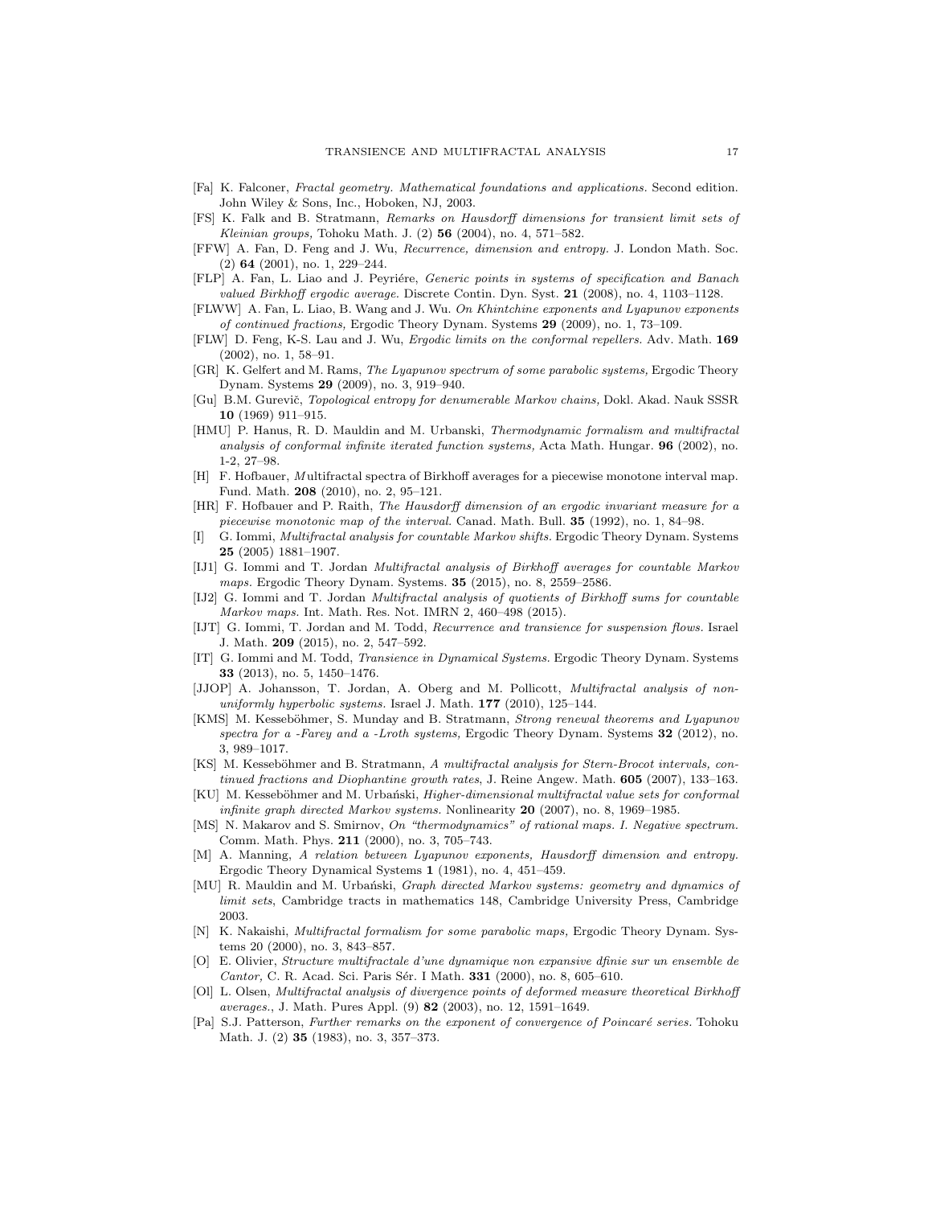[Fa] K. Falconer, *Fractal geometry. Mathematical foundations and applications.* Second edition. John Wiley & Sons, Inc., Hoboken, NJ, 2003.

[FS] K. Falk and B. Stratmann, *Remarks on Hausdorff dimensions for transient limit sets of Kleinian groups,* Tohoku Math. J. (2) **56** (2004), no. 4, 571–582.

[FFW] A. Fan, D. Feng and J. Wu, *Recurrence, dimension and entropy.* J. London Math. Soc. (2) **64** (2001), no. 1, 229–244.

[FLP] A. Fan, L. Liao and J. Peyriére, *Generic points in systems of specification and Banach valued Birkhoff ergodic average.* Discrete Contin. Dyn. Syst. **21** (2008), no. 4, 1103–1128.

[FLWW] A. Fan, L. Liao, B. Wang and J. Wu. *On Khintchine exponents and Lyapunov exponents of continued fractions,* Ergodic Theory Dynam. Systems **29** (2009), no. 1, 73–109.

[FLW] D. Feng, K-S. Lau and J. Wu, *Ergodic limits on the conformal repellers.* Adv. Math. **169** (2002), no. 1, 58–91.

[GR] K. Gelfert and M. Rams, *The Lyapunov spectrum of some parabolic systems,* Ergodic Theory Dynam. Systems **29** (2009), no. 3, 919–940.

[Gu] B.M. Gurevič, *Topological entropy for denumerable Markov chains,* Dokl. Akad. Nauk SSSR **10** (1969) 911–915.

[HMU] P. Hanus, R. D. Mauldin and M. Urbanski, *Thermodynamic formalism and multifractal analysis of conformal infinite iterated function systems,* Acta Math. Hungar. **96** (2002), no. 1-2, 27–98.

[H] F. Hofbauer, *M*ultifractal spectra of Birkhoff averages for a piecewise monotone interval map. Fund. Math. **208** (2010), no. 2, 95–121.

[HR] F. Hofbauer and P. Raith, *The Hausdorff dimension of an ergodic invariant measure for a piecewise monotonic map of the interval.* Canad. Math. Bull. **35** (1992), no. 1, 84–98.

[I] G. Iommi, *Multifractal analysis for countable Markov shifts.* Ergodic Theory Dynam. Systems **25** (2005) 1881–1907.

[IJ1] G. Iommi and T. Jordan *Multifractal analysis of Birkhoff averages for countable Markov maps.* Ergodic Theory Dynam. Systems. **35** (2015), no. 8, 2559–2586.

[IJ2] G. Iommi and T. Jordan *Multifractal analysis of quotients of Birkhoff sums for countable Markov maps.* Int. Math. Res. Not. IMRN 2, 460–498 (2015).

[IJT] G. Iommi, T. Jordan and M. Todd, *Recurrence and transience for suspension flows.* Israel J. Math. **209** (2015), no. 2, 547–592.

[IT] G. Iommi and M. Todd, *Transience in Dynamical Systems.* Ergodic Theory Dynam. Systems **33** (2013), no. 5, 1450–1476.

[JJOP] A. Johansson, T. Jordan, A. Oberg and M. Pollicott, *Multifractal analysis of non-uniformly hyperbolic systems.* Israel J. Math. **177** (2010), 125–144.

[KMS] M. Kesseböhmer, S. Munday and B. Stratmann, *Strong renewal theorems and Lyapunov spectra for a -Farey and a -Lroth systems,* Ergodic Theory Dynam. Systems **32** (2012), no. 3, 989–1017.

[KS] M. Kesseböhmer and B. Stratmann, *A multifractal analysis for Stern-Brocot intervals, continued fractions and Diophantine growth rates*, J. Reine Angew. Math. **605** (2007), 133–163.

[KU] M. Kesseböhmer and M. Urbański, *Higher-dimensional multifractal value sets for conformal infinite graph directed Markov systems.* Nonlinearity **20** (2007), no. 8, 1969–1985.

[MS] N. Makarov and S. Smirnov, *On "thermodynamics" of rational maps. I. Negative spectrum.* Comm. Math. Phys. **211** (2000), no. 3, 705–743.

[M] A. Manning, *A relation between Lyapunov exponents, Hausdorff dimension and entropy.* Ergodic Theory Dynamical Systems **1** (1981), no. 4, 451–459.

[MU] R. Mauldin and M. Urbański, *Graph directed Markov systems: geometry and dynamics of limit sets*, Cambridge tracts in mathematics 148, Cambridge University Press, Cambridge 2003.

[N] K. Nakaishi, *Multifractal formalism for some parabolic maps,* Ergodic Theory Dynam. Systems 20 (2000), no. 3, 843–857.

[O] E. Olivier, *Structure multifractale d'une dynamique non expansive dfinie sur un ensemble de Cantor*, C. R. Acad. Sci. Paris Sér. I Math. **331** (2000), no. 8, 605–610.

[Ol] L. Olsen, *Multifractal analysis of divergence points of deformed measure theoretical Birkhoff averages.*, J. Math. Pures Appl. (9) **82** (2003), no. 12, 1591–1649.

[Pa] S.J. Patterson, *Further remarks on the exponent of convergence of Poincaré series.* Tohoku Math. J. (2) **35** (1983), no. 3, 357–373.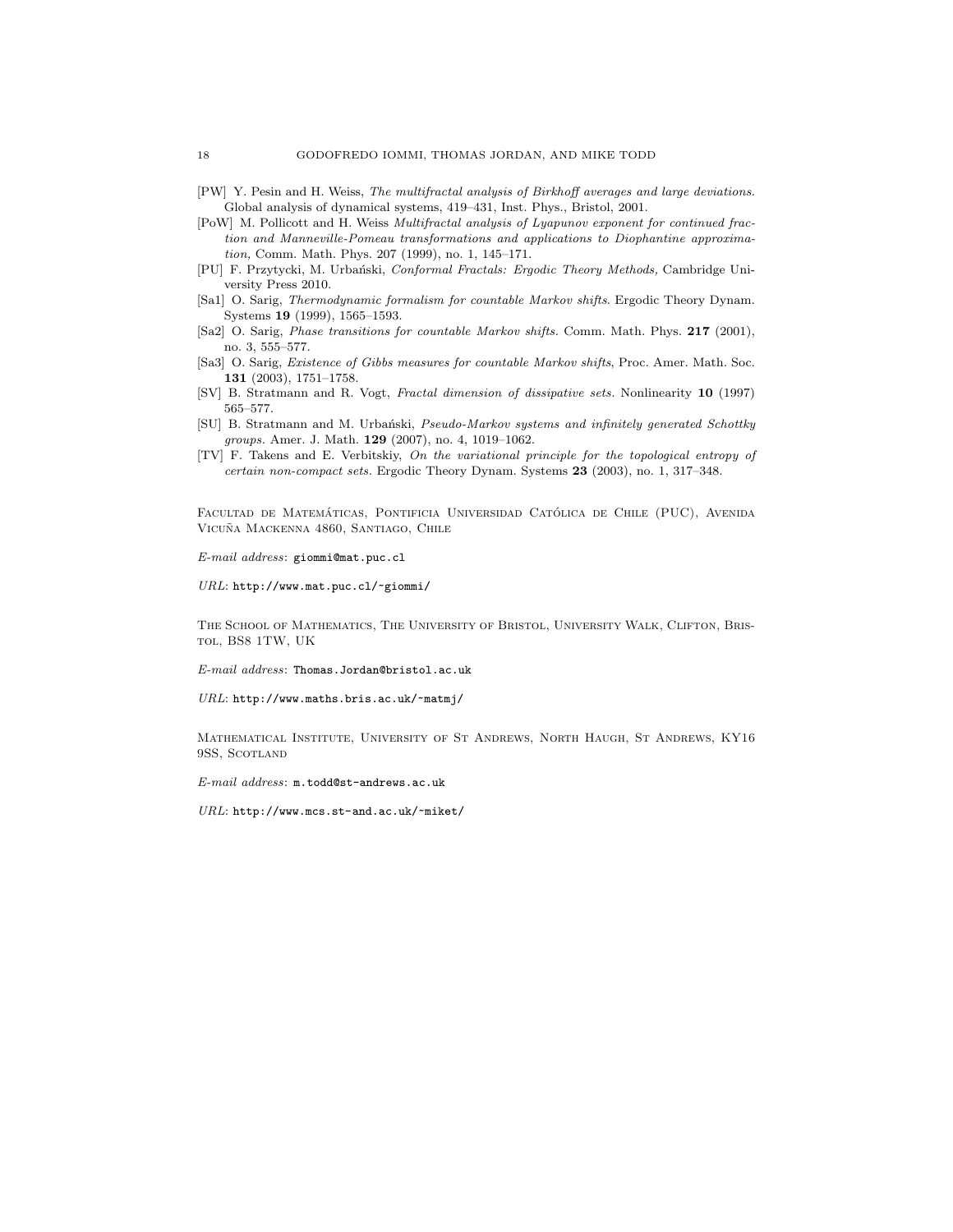[PW] Y. Pesin and H. Weiss, *The multifractal analysis of Birkhoff averages and large deviations.* Global analysis of dynamical systems, 419–431, Inst. Phys., Bristol, 2001.

[PoW] M. Pollicott and H. Weiss *Multifractal analysis of Lyapunov exponent for continued fraction and Manneville-Pomeau transformations and applications to Diophantine approximation,* Comm. Math. Phys. 207 (1999), no. 1, 145–171.

[PU] F. Przytycki, M. Urbański, *Conformal Fractals: Ergodic Theory Methods,* Cambridge University Press 2010.

[Sa1] O. Sarig, *Thermodynamic formalism for countable Markov shifts*. Ergodic Theory Dynam. Systems **19** (1999), 1565–1593.

[Sa2] O. Sarig, *Phase transitions for countable Markov shifts*. Comm. Math. Phys. **217** (2001), no. 3, 555–577.

[Sa3] O. Sarig, *Existence of Gibbs measures for countable Markov shifts*, Proc. Amer. Math. Soc. **131** (2003), 1751–1758.

[SV] B. Stratmann and R. Vogt, *Fractal dimension of dissipative sets*. Nonlinearity **10** (1997) 565–577.

[SU] B. Stratmann and M. Urbański, *Pseudo-Markov systems and infinitely generated Schottky groups.* Amer. J. Math. **129** (2007), no. 4, 1019–1062.

[TV] F. Takens and E. Verbitskiy, *On the variational principle for the topological entropy of certain non-compact sets*. Ergodic Theory Dynam. Systems **23** (2003), no. 1, 317–348.

Facultad de Matemáticas, Pontificia Universidad Católica de Chile (PUC), Avenida Vicuña Mackenna 4860, Santiago, Chile

*E-mail address*: giommi@mat.puc.cl

*URL*: http://www.mat.puc.cl/~giommi/

The School of Mathematics, The University of Bristol, University Walk, Clifton, Bristol, BS8 1TW, UK

*E-mail address*: Thomas.Jordan@bristol.ac.uk

*URL*: http://www.maths.bris.ac.uk/~matmj/

Mathematical Institute, University of St Andrews, North Haugh, St Andrews, KY16 9SS, Scotland

*E-mail address*: m.todd@st-andrews.ac.uk

*URL*: http://www.mcs.st-and.ac.uk/~miket/